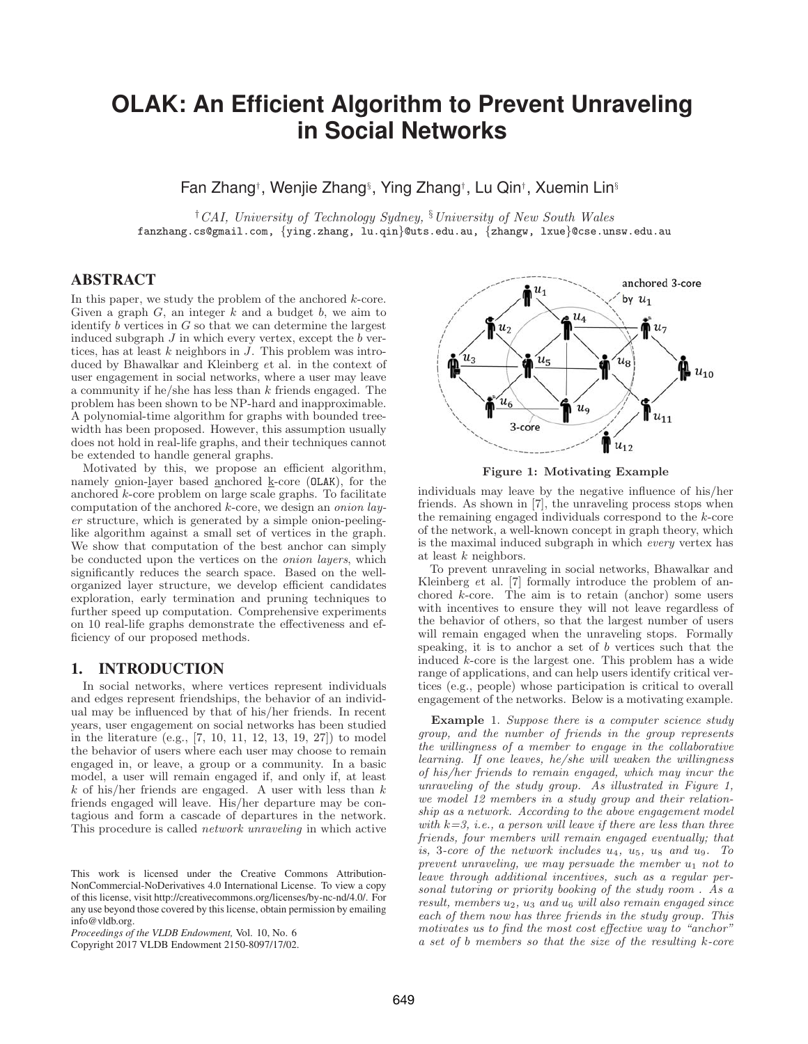# OLAK: An Efficient Algorithm to Prevent Unraveling in Social Networks

Fan Zhang[†], Wenjie Zhang[§], Ying Zhang[†], Lu Qin[†], Xuemin Lin[§]

[†]*CAI, University of Technology Sydney,* [§]*University of New South Wales*
fanzhang.cs@gmail.com, {ying.zhang, lu.qin}@uts.edu.au, {zhangw, lxue}@cse.unsw.edu.au

## ABSTRACT

In this paper, we study the problem of the anchored $k$-core. Given a graph $G$, an integer $k$ and a budget $b$, we aim to identify $b$ vertices in $G$ so that we can determine the largest induced subgraph $J$ in which every vertex, except the $b$ vertices, has at least $k$ neighbors in $J$. This problem was introduced by Bhawalkar and Kleinberg *et* al. in the context of user engagement in social networks, where a user may leave a community if he/she has less than $k$ friends engaged. The problem has been shown to be NP-hard and inapproximable. A polynomial-time algorithm for graphs with bounded treewidth has been proposed. However, this assumption usually does not hold in real-life graphs, and their techniques cannot be extended to handle general graphs.

Motivated by this, we propose an efficient algorithm, namely onion-layer based anchored k-core (OLAK), for the anchored $k$-core problem on large scale graphs. To facilitate computation of the anchored $k$-core, we design an *onion layer* structure, which is generated by a simple onion-peeling-like algorithm against a small set of vertices in the graph. We show that computation of the best anchor can simply be conducted upon the vertices on the *onion layers*, which significantly reduces the search space. Based on the well-organized layer structure, we develop efficient candidates exploration, early termination and pruning techniques to further speed up computation. Comprehensive experiments on 10 real-life graphs demonstrate the effectiveness and efficiency of our proposed methods.

## 1. INTRODUCTION

In social networks, where vertices represent individuals and edges represent friendships, the behavior of an individual may be influenced by that of his/her friends. In recent years, user engagement on social networks has been studied in the literature (e.g., [7, 10, 11, 12, 13, 19, 27]) to model the behavior of users where each user may choose to remain engaged in, or leave, a group or a community. In a basic model, a user will remain engaged if, and only if, at least $k$ of his/her friends are engaged. A user with less than $k$ friends engaged will leave. His/her departure may be contagious and form a cascade of departures in the network. This procedure is called *network unraveling* in which active individuals may leave by the negative influence of his/her friends. As shown in [7], the unraveling process stops when the remaining engaged individuals correspond to the $k$-core of the network, a well-known concept in graph theory, which is the maximal induced subgraph in which *every* vertex has at least $k$ neighbors.

anchored 3-core
by $u_1$
$u_1$
$u_2$
$u_3$
$u_4$
$u_5$
$u_6$
$u_7$
$u_8$
$u_9$
$u_{10}$
$u_{11}$
$u_{12}$
3-core

**Figure 1: Motivating Example**

To prevent unraveling in social networks, Bhawalkar and Kleinberg *et* al. [7] formally introduce the problem of anchored $k$-core. The aim is to retain (anchor) some users with incentives to ensure they will not leave regardless of the behavior of others, so that the largest number of users will remain engaged when the unraveling stops. Formally speaking, it is to anchor a set of $b$ vertices such that the induced $k$-core is the largest one. This problem has a wide range of applications, and can help users identify critical vertices (e.g., people) whose participation is critical to overall engagement of the networks. Below is a motivating example.

**Example** 1. *Suppose there is a computer science study group, and the number of friends in the group represents the willingness of a member to engage in the collaborative learning. If one leaves, he/she will weaken the willingness of his/her friends to remain engaged, which may incur the unraveling of the study group. As illustrated in Figure 1, we model 12 members in a study group and their relationship as a network. According to the above engagement model with $k$=3, i.e., a person will leave if there are less than three friends, four members will remain engaged eventually; that is, 3-core of the network includes $u_4$, $u_5$, $u_8$ and $u_9$. To prevent unraveling, we may persuade the member $u_1$ not to leave through additional incentives, such as a regular personal tutoring or priority booking of the study room . As a result, members $u_2$, $u_3$ and $u_6$ will also remain engaged since each of them now has three friends in the study group. This motivates us to find the most cost effective way to "anchor" a set of $b$ members so that the size of the resulting $k$-core*

This work is licensed under the Creative Commons Attribution-NonCommercial-NoDerivatives 4.0 International License. To view a copy of this license, visit http://creativecommons.org/licenses/by-nc-nd/4.0/. For any use beyond those covered by this license, obtain permission by emailing info@vldb.org.
*Proceedings of the VLDB Endowment,* Vol. 10, No. 6
Copyright 2017 VLDB Endowment 2150-8097/17/02.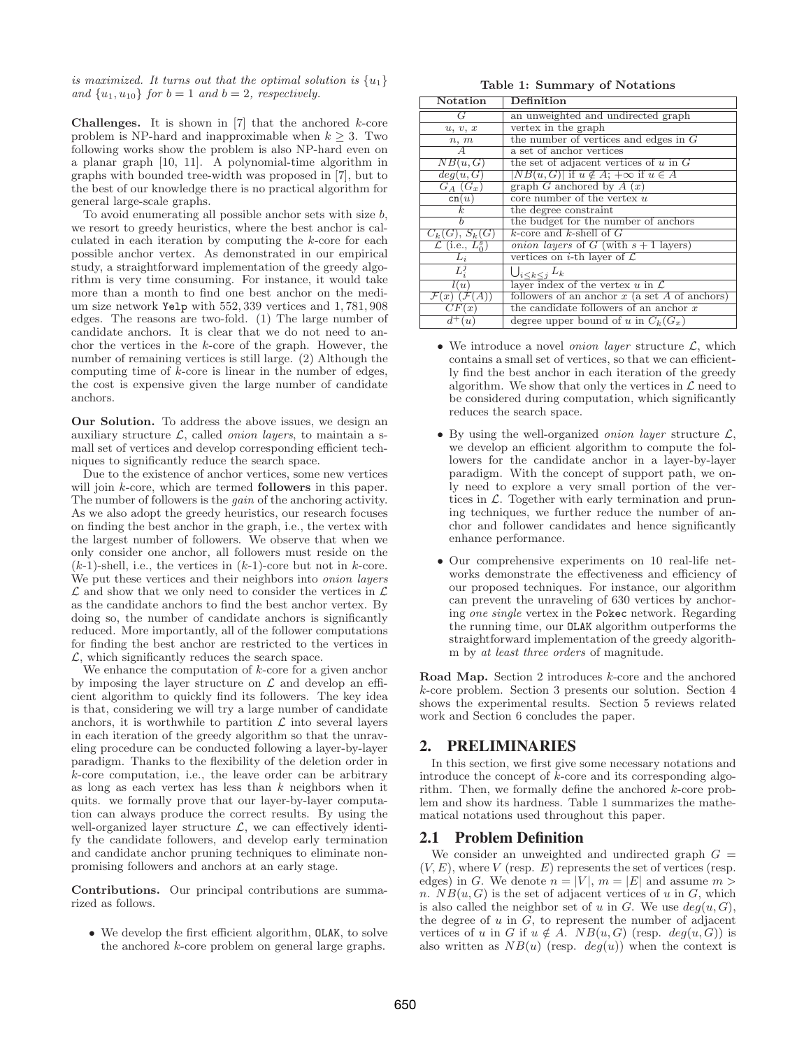*is maximized. It turns out that the optimal solution is* $\{u_1\}$ *and* $\{u_1, u_{10}\}$ *for* $b = 1$ *and* $b = 2$*, respectively.*

**Challenges.** It is shown in [7] that the anchored $k$-core problem is NP-hard and inapproximable when $k \geq 3$. Two following works show the problem is also NP-hard even on a planar graph [10, 11]. A polynomial-time algorithm in graphs with bounded tree-width was proposed in [7], but to the best of our knowledge there is no practical algorithm for general large-scale graphs.

To avoid enumerating all possible anchor sets with size $b$, we resort to greedy heuristics, where the best anchor is calculated in each iteration by computing the $k$-core for each possible anchor vertex. As demonstrated in our empirical study, a straightforward implementation of the greedy algorithm is very time consuming. For instance, it would take more than a month to find one best anchor on the medium size network Yelp with 552,339 vertices and 1,781,908 edges. The reasons are two-fold. (1) The large number of candidate anchors. It is clear that we do not need to anchor the vertices in the $k$-core of the graph. However, the number of remaining vertices is still large. (2) Although the computing time of $k$-core is linear in the number of edges, the cost is expensive given the large number of candidate anchors.

**Our Solution.** To address the above issues, we design an auxiliary structure $\mathcal{L}$, called *onion layers*, to maintain a small set of vertices and develop corresponding efficient techniques to significantly reduce the search space.

Due to the existence of anchor vertices, some new vertices will join $k$-core, which are termed **followers** in this paper. The number of followers is the *gain* of the anchoring activity. As we also adopt the greedy heuristics, our research focuses on finding the best anchor in the graph, i.e., the vertex with the largest number of followers. We observe that when we only consider one anchor, all followers must reside on the ($k$-1)-shell, i.e., the vertices in ($k$-1)-core but not in $k$-core. We put these vertices and their neighbors into *onion layers* $\mathcal{L}$ and show that we only need to consider the vertices in $\mathcal{L}$ as the candidate anchors to find the best anchor vertex. By doing so, the number of candidate anchors is significantly reduced. More importantly, all of the follower computations for finding the best anchor are restricted to the vertices in $\mathcal{L}$, which significantly reduces the search space.

We enhance the computation of $k$-core for a given anchor by imposing the layer structure on $\mathcal{L}$ and develop an efficient algorithm to quickly find its followers. The key idea is that, considering we will try a large number of candidate anchors, it is worthwhile to partition $\mathcal{L}$ into several layers in each iteration of the greedy algorithm so that the unraveling procedure can be conducted following a layer-by-layer paradigm. Thanks to the flexibility of the deletion order in $k$-core computation, i.e., the leave order can be arbitrary as long as each vertex has less than $k$ neighbors when it quits. we formally prove that our layer-by-layer computation can always produce the correct results. By using the well-organized layer structure $\mathcal{L}$, we can effectively identify the candidate followers, and develop early termination and candidate anchor pruning techniques to eliminate non-promising followers and anchors at an early stage.

**Contributions.** Our principal contributions are summarized as follows.

- We develop the first efficient algorithm, OLAK, to solve the anchored $k$-core problem on general large graphs.
- We introduce a novel *onion layer* structure $\mathcal{L}$, which contains a small set of vertices, so that we can efficiently find the best anchor in each iteration of the greedy algorithm. We show that only the vertices in $\mathcal{L}$ need to be considered during computation, which significantly reduces the search space.
- By using the well-organized *onion layer* structure $\mathcal{L}$, we develop an efficient algorithm to compute the followers for the candidate anchor in a layer-by-layer paradigm. With the concept of support path, we only need to explore a very small portion of the vertices in $\mathcal{L}$. Together with early termination and pruning techniques, we further reduce the number of anchor and follower candidates and hence significantly enhance performance.
- Our comprehensive experiments on 10 real-life networks demonstrate the effectiveness and efficiency of our proposed techniques. For instance, our algorithm can prevent the unraveling of 630 vertices by anchoring *one single* vertex in the Pokec network. Regarding the running time, our OLAK algorithm outperforms the straightforward implementation of the greedy algorithm by *at least three orders* of magnitude.

**Road Map.** Section 2 introduces $k$-core and the anchored $k$-core problem. Section 3 presents our solution. Section 4 shows the experimental results. Section 5 reviews related work and Section 6 concludes the paper.

**Table 1: Summary of Notations**

| Notation | Definition |
|---|---|
| $G$ | an unweighted and undirected graph |
| $u$, $v$, $x$ | vertex in the graph |
| $n$, $m$ | the number of vertices and edges in $G$ |
| $A$ | a set of anchor vertices |
| $NB(u, G)$ | the set of adjacent vertices of $u$ in $G$ |
| $deg(u, G)$ | $\|NB(u, G)\|$ if $u \notin A$; $+\infty$ if $u \in A$ |
| $G_A$ ($G_x$) | graph $G$ anchored by $A$ ($x$) |
| $\mathtt{cn}(u)$ | core number of the vertex $u$ |
| $k$ | the degree constraint |
| $b$ | the budget for the number of anchors |
| $C_k(G)$, $S_k(G)$ | $k$-core and $k$-shell of $G$ |
| $\mathcal{L}$ (i.e., $L_0^s$) | *onion layers* of $G$ (with $s+1$ layers) |
| $L_i$ | vertices on $i$-th layer of $\mathcal{L}$ |
| $L_i^j$ | $\bigcup_{i \leq k \leq j} L_k$ |
| $l(u)$ | layer index of the vertex $u$ in $\mathcal{L}$ |
| $\mathcal{F}(x)$ ($\mathcal{F}(A)$) | followers of an anchor $x$ (a set $A$ of anchors) |
| $CF(x)$ | the candidate followers of an anchor $x$ |
| $d^+(u)$ | degree upper bound of $u$ in $C_k(G_x)$ |

## 2. PRELIMINARIES

In this section, we first give some necessary notations and introduce the concept of $k$-core and its corresponding algorithm. Then, we formally define the anchored $k$-core problem and show its hardness. Table 1 summarizes the mathematical notations used throughout this paper.

### 2.1 Problem Definition

We consider an unweighted and undirected graph $G = (V, E)$, where $V$ (resp. $E$) represents the set of vertices (resp. edges) in $G$. We denote $n = |V|$, $m = |E|$ and assume $m > n$. $NB(u, G)$ is the set of adjacent vertices of $u$ in $G$, which is also called the neighbor set of $u$ in $G$. We use $deg(u, G)$, the degree of $u$ in $G$, to represent the number of adjacent vertices of $u$ in $G$ if $u \notin A$. $NB(u, G)$ (resp. $deg(u, G)$) is also written as $NB(u)$ (resp. $deg(u)$) when the context is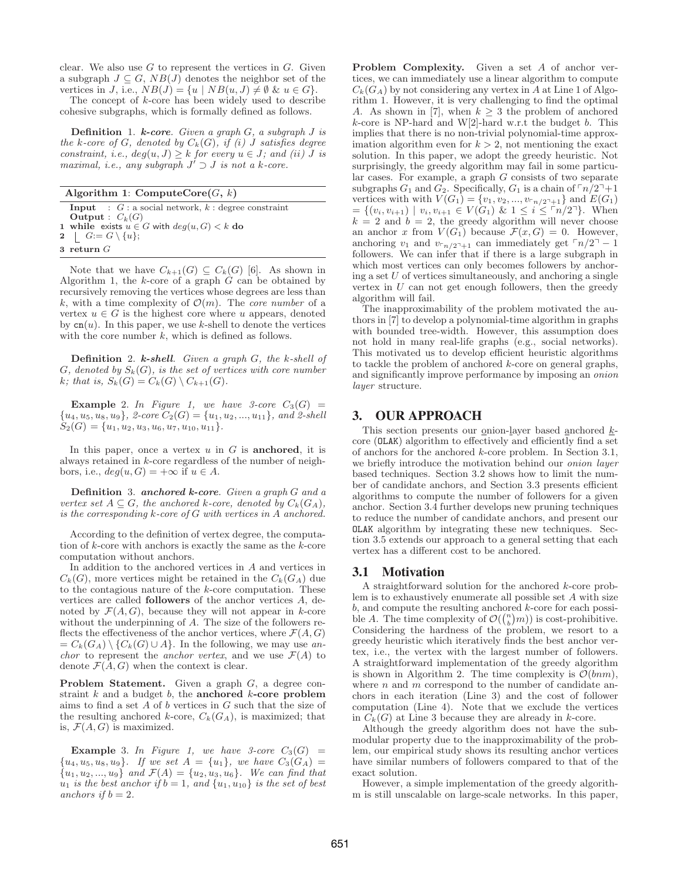clear. We also use $G$ to represent the vertices in $G$. Given a subgraph $J \subseteq G$, $NB(J)$ denotes the neighbor set of the vertices in $J$, i.e., $NB(J) = \{u \mid NB(u, J) \neq \emptyset \ \& \ u \in G\}$.

The concept of $k$-core has been widely used to describe cohesive subgraphs, which is formally defined as follows.

**Definition 1.** ***k*-core**. *Given a graph $G$, a subgraph $J$ is the $k$-core of $G$, denoted by $C_k(G)$, if (i) $J$ satisfies degree constraint, i.e., $deg(u, J) \geq k$ for every $u \in J$; and (ii) $J$ is maximal, i.e., any subgraph $J' \supset J$ is not a $k$-core.*

**Algorithm 1: ComputeCore($G$, $k$)**

```
Input  : G : a social network, k : degree constraint
Output : C_k(G)
1 while exists u ∈ G with deg(u, G) < k do
2     G := G \ {u};
3 return G
```

Note that we have $C_{k+1}(G) \subseteq C_k(G)$ [6]. As shown in Algorithm 1, the $k$-core of a graph $G$ can be obtained by recursively removing the vertices whose degrees are less than $k$, with a time complexity of $\mathcal{O}(m)$. The *core number* of a vertex $u \in G$ is the highest core where $u$ appears, denoted by $\mathtt{cn}(u)$. In this paper, we use $k$-shell to denote the vertices with the core number $k$, which is defined as follows.

**Definition 2.** ***k*-shell**. *Given a graph $G$, the $k$-shell of $G$, denoted by $S_k(G)$, is the set of vertices with core number $k$; that is, $S_k(G) = C_k(G) \setminus C_{k+1}(G)$.*

**Example 2.** *In Figure 1, we have 3-core $C_3(G) = \{u_4, u_5, u_8, u_9\}$, 2-core $C_2(G) = \{u_1, u_2, ..., u_{11}\}$, and 2-shell $S_2(G) = \{u_1, u_2, u_3, u_6, u_7, u_{10}, u_{11}\}$.*

In this paper, once a vertex $u$ in $G$ is **anchored**, it is always retained in $k$-core regardless of the number of neighbors, i.e., $deg(u, G) = +\infty$ if $u \in A$.

**Definition 3.** ***anchored k*-core**. *Given a graph $G$ and a vertex set $A \subseteq G$, the anchored $k$-core, denoted by $C_k(G_A)$, is the corresponding $k$-core of $G$ with vertices in $A$ anchored.*

According to the definition of vertex degree, the computation of $k$-core with anchors is exactly the same as the $k$-core computation without anchors.

In addition to the anchored vertices in $A$ and vertices in $C_k(G)$, more vertices might be retained in the $C_k(G_A)$ due to the contagious nature of the $k$-core computation. These vertices are called **followers** of the anchor vertices $A$, denoted by $\mathcal{F}(A, G)$, because they will not appear in $k$-core without the underpinning of $A$. The size of the followers reflects the effectiveness of the anchor vertices, where $\mathcal{F}(A, G) = C_k(G_A) \setminus \{C_k(G) \cup A\}$. In the following, we may use *anchor* to represent the *anchor vertex*, and we use $\mathcal{F}(A)$ to denote $\mathcal{F}(A, G)$ when the context is clear.

**Problem Statement.** Given a graph $G$, a degree constraint $k$ and a budget $b$, the **anchored $k$-core problem** aims to find a set $A$ of $b$ vertices in $G$ such that the size of the resulting anchored $k$-core, $C_k(G_A)$, is maximized; that is, $\mathcal{F}(A, G)$ is maximized.

**Example 3.** *In Figure 1, we have 3-core $C_3(G) = \{u_4, u_5, u_8, u_9\}$. If we set $A = \{u_1\}$, we have $C_3(G_A) = \{u_1, u_2, ..., u_9\}$ and $\mathcal{F}(A) = \{u_2, u_3, u_6\}$. We can find that $u_1$ is the best anchor if $b = 1$, and $\{u_1, u_{10}\}$ is the set of best anchors if $b = 2$.*

**Problem Complexity.** Given a set $A$ of anchor vertices, we can immediately use a linear algorithm to compute $C_k(G_A)$ by not considering any vertex in $A$ at Line 1 of Algorithm 1. However, it is very challenging to find the optimal $A$. As shown in [7], when $k \geq 3$ the problem of anchored $k$-core is NP-hard and W[2]-hard w.r.t the budget $b$. This implies that there is no non-trivial polynomial-time approximation algorithm even for $k > 2$, not mentioning the exact solution. In this paper, we adopt the greedy heuristic. Not surprisingly, the greedy algorithm may fail in some particular cases. For example, a graph $G$ consists of two separate subgraphs $G_1$ and $G_2$. Specifically, $G_1$ is a chain of $\lceil n/2 \rceil + 1$ vertices with with $V(G_1) = \{v_1, v_2, ..., v_{\lceil n/2 \rceil + 1}\}$ and $E(G_1) = \{(v_i, v_{i+1}) \mid v_i, v_{i+1} \in V(G_1) \ \& \ 1 \leq i \leq \lceil n/2 \rceil\}$. When $k = 2$ and $b = 2$, the greedy algorithm will never choose an anchor $x$ from $V(G_1)$ because $\mathcal{F}(x, G) = 0$. However, anchoring $v_1$ and $v_{\lceil n/2 \rceil + 1}$ can immediately get $\lceil n/2 \rceil - 1$ followers. We can infer that if there is a large subgraph in which most vertices can only becomes followers by anchoring a set $U$ of vertices simultaneously, and anchoring a single vertex in $U$ can not get enough followers, then the greedy algorithm will fail.

The inapproximability of the problem motivated the authors in [7] to develop a polynomial-time algorithm in graphs with bounded tree-width. However, this assumption does not hold in many real-life graphs (e.g., social networks). This motivated us to develop efficient heuristic algorithms to tackle the problem of anchored $k$-core on general graphs, and significantly improve performance by imposing an *onion layer* structure.

# 3. OUR APPROACH

This section presents our onion-layer based anchored $k$-core (OLAK) algorithm to effectively and efficiently find a set of anchors for the anchored $k$-core problem. In Section 3.1, we briefly introduce the motivation behind our *onion layer* based techniques. Section 3.2 shows how to limit the number of candidate anchors, and Section 3.3 presents efficient algorithms to compute the number of followers for a given anchor. Section 3.4 further develops new pruning techniques to reduce the number of candidate anchors, and present our OLAK algorithm by integrating these new techniques. Section 3.5 extends our approach to a general setting that each vertex has a different cost to be anchored.

## 3.1 Motivation

A straightforward solution for the anchored $k$-core problem is to exhaustively enumerate all possible set $A$ with size $b$, and compute the resulting anchored $k$-core for each possible $A$. The time complexity of $\mathcal{O}(\binom{n}{b} m)$ is cost-prohibitive. Considering the hardness of the problem, we resort to a greedy heuristic which iteratively finds the best anchor vertex, i.e., the vertex with the largest number of followers. A straightforward implementation of the greedy algorithm is shown in Algorithm 2. The time complexity is $\mathcal{O}(bnm)$, where $n$ and $m$ correspond to the number of candidate anchors in each iteration (Line 3) and the cost of follower computation (Line 4). Note that we exclude the vertices in $C_k(G)$ at Line 3 because they are already in $k$-core.

Although the greedy algorithm does not have the submodular property due to the inapproximability of the problem, our empirical study shows its resulting anchor vertices have similar numbers of followers compared to that of the exact solution.

However, a simple implementation of the greedy algorithm is still unscalable on large-scale networks. In this paper,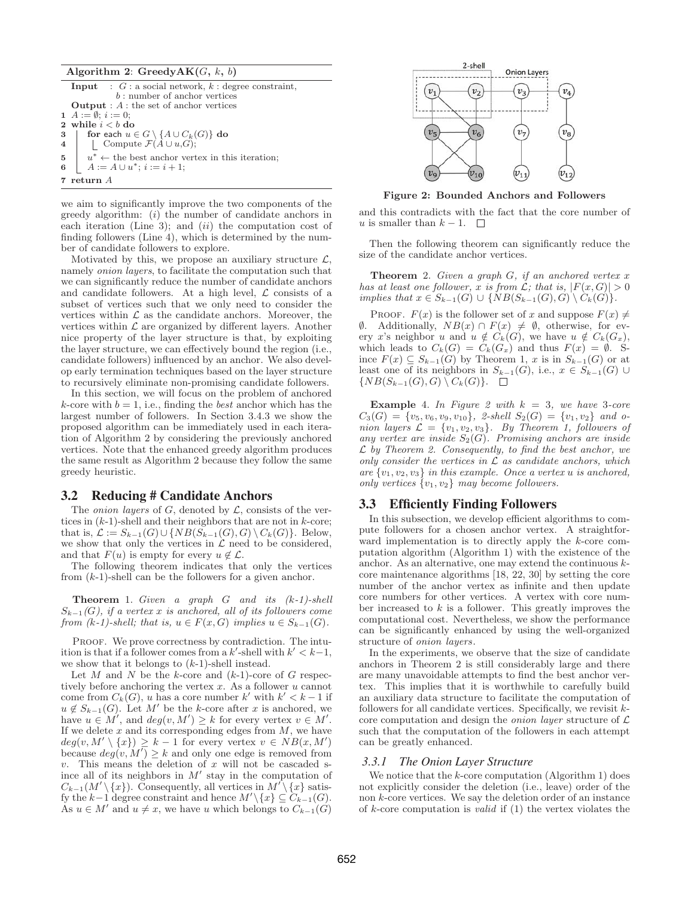**Algorithm 2**: **GreedyAK(**$G$, $k$, $b$**)**

```
Input   : G : a social network, k : degree constraint,
          b : number of anchor vertices
Output : A : the set of anchor vertices
1 A := ∅; i := 0;
2 while i < b do
3     for each u ∈ G \ {A ∪ C_k(G)} do
4         Compute F(A ∪ u, G);
5     u* ← the best anchor vertex in this iteration;
6     A := A ∪ u*; i := i + 1;
7 return A
```

we aim to significantly improve the two components of the greedy algorithm: (*i*) the number of candidate anchors in each iteration (Line 3); and (*ii*) the computation cost of finding followers (Line 4), which is determined by the number of candidate followers to explore.

Motivated by this, we propose an auxiliary structure $\mathcal{L}$, namely *onion layers*, to facilitate the computation such that we can significantly reduce the number of candidate anchors and candidate followers. At a high level, $\mathcal{L}$ consists of a subset of vertices such that we only need to consider the vertices within $\mathcal{L}$ as the candidate anchors. Moreover, the vertices within $\mathcal{L}$ are organized by different layers. Another nice property of the layer structure is that, by exploiting the layer structure, we can effectively bound the region (i.e., candidate followers) influenced by an anchor. We also develop early termination techniques based on the layer structure to recursively eliminate non-promising candidate followers.

In this section, we will focus on the problem of anchored $k$-core with $b = 1$, i.e., finding the *best* anchor which has the largest number of followers. In Section 3.4.3 we show the proposed algorithm can be immediately used in each iteration of Algorithm 2 by considering the previously anchored vertices. Note that the enhanced greedy algorithm produces the same result as Algorithm 2 because they follow the same greedy heuristic.

## 3.2 Reducing # Candidate Anchors

The *onion layers* of $G$, denoted by $\mathcal{L}$, consists of the vertices in ($k$-1)-shell and their neighbors that are not in $k$-core; that is, $\mathcal{L} := S_{k-1}(G) \cup \{NB(S_{k-1}(G), G) \setminus C_k(G)\}$. Below, we show that only the vertices in $\mathcal{L}$ need to be considered, and that $F(u)$ is empty for every $u \notin \mathcal{L}$.

The following theorem indicates that only the vertices from ($k$-1)-shell can be the followers for a given anchor.

**Theorem** 1. *Given a graph $G$ and its ($k$-1)-shell $S_{k-1}(G)$, if a vertex $x$ is anchored, all of its followers come from ($k$-1)-shell; that is, $u \in F(x, G)$ implies $u \in S_{k-1}(G)$.*

Proof. We prove correctness by contradiction. The intuition is that if a follower comes from a $k'$-shell with $k' < k-1$, we show that it belongs to ($k$-1)-shell instead.

Let $M$ and $N$ be the $k$-core and ($k$-1)-core of $G$ respectively before anchoring the vertex $x$. As a follower $u$ cannot come from $C_k(G)$, $u$ has a core number $k'$ with $k' < k-1$ if $u \notin S_{k-1}(G)$. Let $M'$ be the $k$-core after $x$ is anchored, we have $u \in M'$, and $deg(v, M') \geq k$ for every vertex $v \in M'$. If we delete $x$ and its corresponding edges from $M$, we have $deg(v, M' \setminus \{x\}) \geq k-1$ for every vertex $v \in NB(x, M')$ because $deg(v, M') \geq k$ and only one edge is removed from $v$. This means the deletion of $x$ will not be cascaded since all of its neighbors in $M'$ stay in the computation of $C_{k-1}(M' \setminus \{x\})$. Consequently, all vertices in $M' \setminus \{x\}$ satisfy the $k-1$ degree constraint and hence $M' \setminus \{x\} \subseteq C_{k-1}(G)$. As $u \in M'$ and $u \neq x$, we have $u$ which belongs to $C_{k-1}(G)$ and this contradicts with the fact that the core number of $u$ is smaller than $k-1$. $\square$

Figure 2: Bounded Anchors and Followers

Then the following theorem can significantly reduce the size of the candidate anchor vertices.

**Theorem** 2. *Given a graph $G$, if an anchored vertex $x$ has at least one follower, $x$ is from $\mathcal{L}$; that is, $|F(x, G)| > 0$ implies that $x \in S_{k-1}(G) \cup \{NB(S_{k-1}(G), G) \setminus C_k(G)\}$.*

Proof. $F(x)$ is the follower set of $x$ and suppose $F(x) \neq \emptyset$. Additionally, $NB(x) \cap F(x) \neq \emptyset$, otherwise, for every $x$'s neighbor $u$ and $u \notin C_k(G_x)$, we have $u \notin C_k(G_x)$, which leads to $C_k(G) = C_k(G_x)$ and thus $F(x) = \emptyset$. Since $F(x) \subseteq S_{k-1}(G)$ by Theorem 1, $x$ is in $S_{k-1}(G)$ or at least one of its neighbors in $S_{k-1}(G)$, i.e., $x \in S_{k-1}(G) \cup \{NB(S_{k-1}(G), G) \setminus C_k(G)\}$. $\square$

**Example** 4. *In Figure 2 with $k = 3$, we have 3-core $C_3(G) = \{v_5, v_6, v_9, v_{10}\}$, 2-shell $S_2(G) = \{v_1, v_2\}$ and onion layers $\mathcal{L} = \{v_1, v_2, v_3\}$. By Theorem 1, followers of any vertex are inside $S_2(G)$. Promising anchors are inside $\mathcal{L}$ by Theorem 2. Consequently, to find the best anchor, we only consider the vertices in $\mathcal{L}$ as candidate anchors, which are $\{v_1, v_2, v_3\}$ in this example. Once a vertex $u$ is anchored, only vertices $\{v_1, v_2\}$ may become followers.*

## 3.3 Efficiently Finding Followers

In this subsection, we develop efficient algorithms to compute followers for a chosen anchor vertex. A straightforward implementation is to directly apply the $k$-core computation algorithm (Algorithm 1) with the existence of the anchor. As an alternative, one may extend the continuous $k$-core maintenance algorithms [18, 22, 30] by setting the core number of the anchor vertex as infinite and then update core numbers for other vertices. A vertex with core number increased to $k$ is a follower. This greatly improves the computational cost. Nevertheless, we show the performance can be significantly enhanced by using the well-organized structure of *onion layers*.

In the experiments, we observe that the size of candidate anchors in Theorem 2 is still considerably large and there are many unavoidable attempts to find the best anchor vertex. This implies that it is worthwhile to carefully build an auxiliary data structure to facilitate the computation of followers for all candidate vertices. Specifically, we revisit $k$-core computation and design the *onion layer* structure of $\mathcal{L}$ such that the computation of the followers in each attempt can be greatly enhanced.

### 3.3.1 The Onion Layer Structure

We notice that the $k$-core computation (Algorithm 1) does not explicitly consider the deletion (i.e., leave) order of the non $k$-core vertices. We say the deletion order of an instance of $k$-core computation is *valid* if (1) the vertex violates the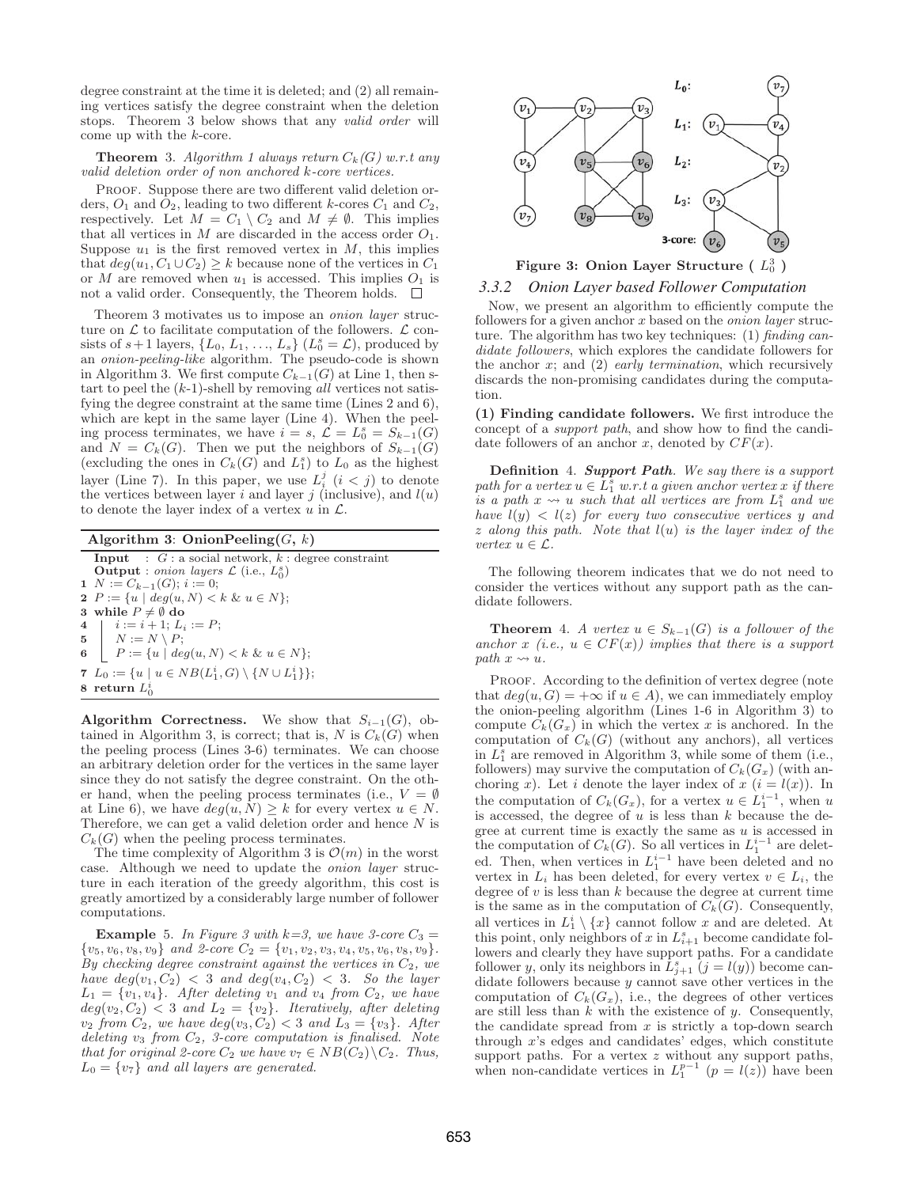degree constraint at the time it is deleted; and (2) all remaining vertices satisfy the degree constraint when the deletion stops. Theorem 3 below shows that any *valid order* will come up with the $k$-core.

**Theorem** 3. *Algorithm 1 always return $C_k(G)$ w.r.t any valid deletion order of non anchored k-core vertices.*

Proof. Suppose there are two different valid deletion orders, $O_1$ and $O_2$, leading to two different $k$-cores $C_1$ and $C_2$, respectively. Let $M = C_1 \setminus C_2$ and $M \neq \emptyset$. This implies that all vertices in $M$ are discarded in the access order $O_1$. Suppose $u_1$ is the first removed vertex in $M$, this implies that $deg(u_1, C_1 \cup C_2) \geq k$ because none of the vertices in $C_1$ or $M$ are removed when $u_1$ is accessed. This implies $O_1$ is not a valid order. Consequently, the Theorem holds. □

Theorem 3 motivates us to impose an *onion layer* structure on $\mathcal{L}$ to facilitate computation of the followers. $\mathcal{L}$ consists of $s+1$ layers, $\{L_0, L_1, \ldots, L_s\}$ ($L_0^s = \mathcal{L}$), produced by an *onion-peeling-like* algorithm. The pseudo-code is shown in Algorithm 3. We first compute $C_{k-1}(G)$ at Line 1, then start to peel the ($k$-1)-shell by removing *all* vertices not satisfying the degree constraint at the same time (Lines 2 and 6), which are kept in the same layer (Line 4). When the peeling process terminates, we have $i = s$, $\mathcal{L} = L_0^s = S_{k-1}(G)$ and $N = C_k(G)$. Then we put the neighbors of $S_{k-1}(G)$ (excluding the ones in $C_k(G)$ and $L_1^s$) to $L_0$ as the highest layer (Line 7). In this paper, we use $L_i^j$ ($i < j$) to denote the vertices between layer $i$ and layer $j$ (inclusive), and $l(u)$ to denote the layer index of a vertex $u$ in $\mathcal{L}$.

**Algorithm 3**: **OnionPeeling**($G$, $k$)

```
Input  : G : a social network, k : degree constraint
Output : onion layers L (i.e., L_0^s)
1 N := C_{k-1}(G); i := 0;
2 P := {u | deg(u, N) < k & u ∈ N};
3 while P ≠ ∅ do
4     i := i + 1; L_i := P;
5     N := N \ P;
6     P := {u | deg(u, N) < k & u ∈ N};
7 L_0 := {u | u ∈ NB(L_1^i, G) \ {N ∪ L_1^i}};
8 return L_0^i
```

**Algorithm Correctness.** We show that $S_{i-1}(G)$, obtained in Algorithm 3, is correct; that is, $N$ is $C_k(G)$ when the peeling process (Lines 3-6) terminates. We can choose an arbitrary deletion order for the vertices in the same layer since they do not satisfy the degree constraint. On the other hand, when the peeling process terminates (i.e., $V = \emptyset$ at Line 6), we have $deg(u, N) \geq k$ for every vertex $u \in N$. Therefore, we can get a valid deletion order and hence $N$ is $C_k(G)$ when the peeling process terminates.

The time complexity of Algorithm 3 is $\mathcal{O}(m)$ in the worst case. Although we need to update the *onion layer* structure in each iteration of the greedy algorithm, this cost is greatly amortized by a considerably large number of follower computations.

**Example** 5. *In Figure 3 with $k$=3, we have 3-core $C_3 = \{v_5, v_6, v_8, v_9\}$ and 2-core $C_2 = \{v_1, v_2, v_3, v_4, v_5, v_6, v_8, v_9\}$. By checking degree constraint against the vertices in $C_2$, we have $deg(v_1, C_2) < 3$ and $deg(v_4, C_2) < 3$. So the layer $L_1 = \{v_1, v_4\}$. After deleting $v_1$ and $v_4$ from $C_2$, we have $deg(v_2, C_2) < 3$ and $L_2 = \{v_2\}$. Iteratively, after deleting $v_2$ from $C_2$, we have $deg(v_3, C_2) < 3$ and $L_3 = \{v_3\}$. After deleting $v_3$ from $C_2$, 3-core computation is finalised. Note that for original 2-core $C_2$ we have $v_7 \in NB(C_2) \setminus C_2$. Thus, $L_0 = \{v_7\}$ and all layers are generated.*

**Figure 3: Onion Layer Structure ( $L_0^3$ )**

### 3.3.2 Onion Layer based Follower Computation

Now, we present an algorithm to efficiently compute the followers for a given anchor $x$ based on the *onion layer* structure. The algorithm has two key techniques: (1) *finding candidate followers*, which explores the candidate followers for the anchor $x$; and (2) *early termination*, which recursively discards the non-promising candidates during the computation.

**(1) Finding candidate followers.** We first introduce the concept of a *support path*, and show how to find the candidate followers of an anchor $x$, denoted by $CF(x)$.

**Definition** 4. ***Support Path***. *We say there is a support path for a vertex $u \in L_1^s$ w.r.t a given anchor vertex $x$ if there is a path $x \rightsquigarrow u$ such that all vertices are from $L_1^s$ and we have $l(y) < l(z)$ for every two consecutive vertices $y$ and $z$ along this path. Note that $l(u)$ is the layer index of the vertex $u \in \mathcal{L}$.*

The following theorem indicates that we do not need to consider the vertices without any support path as the candidate followers.

**Theorem** 4. *A vertex $u \in S_{k-1}(G)$ is a follower of the anchor $x$ (i.e., $u \in CF(x)$) implies that there is a support path $x \rightsquigarrow u$.*

Proof. According to the definition of vertex degree (note that $deg(u, G) = +\infty$ if $u \in A$), we can immediately employ the onion-peeling algorithm (Lines 1-6 in Algorithm 3) to compute $C_k(G_x)$ in which the vertex $x$ is anchored. In the computation of $C_k(G)$ (without any anchors), all vertices in $L_1^s$ are removed in Algorithm 3, while some of them (i.e., followers) may survive the computation of $C_k(G_x)$ (with anchoring $x$). Let $i$ denote the layer index of $x$ ($i = l(x)$). In the computation of $C_k(G_x)$, for a vertex $u \in L_1^{i-1}$, when $u$ is accessed, the degree of $u$ is less than $k$ because the degree at current time is exactly the same as $u$ is accessed in the computation of $C_k(G)$. So all vertices in $L_1^{i-1}$ are deleted. Then, when vertices in $L_1^{i-1}$ have been deleted and no vertex in $L_i$ has been deleted, for every vertex $v \in L_i$, the degree of $v$ is less than $k$ because the degree at current time is the same as in the computation of $C_k(G)$. Consequently, all vertices in $L_1^i \setminus \{x\}$ cannot follow $x$ and are deleted. At this point, only neighbors of $x$ in $L_{i+1}^s$ become candidate followers and clearly they have support paths. For a candidate follower $y$, only its neighbors in $L_{j+1}^s$ ($j = l(y)$) become candidate followers because $y$ cannot save other vertices in the computation of $C_k(G_x)$, i.e., the degrees of other vertices are still less than $k$ with the existence of $y$. Consequently, the candidate spread from $x$ is strictly a top-down search through $x$'s edges and candidates' edges, which constitute support paths. For a vertex $z$ without any support paths, when non-candidate vertices in $L_1^{p-1}$ ($p = l(z)$) have been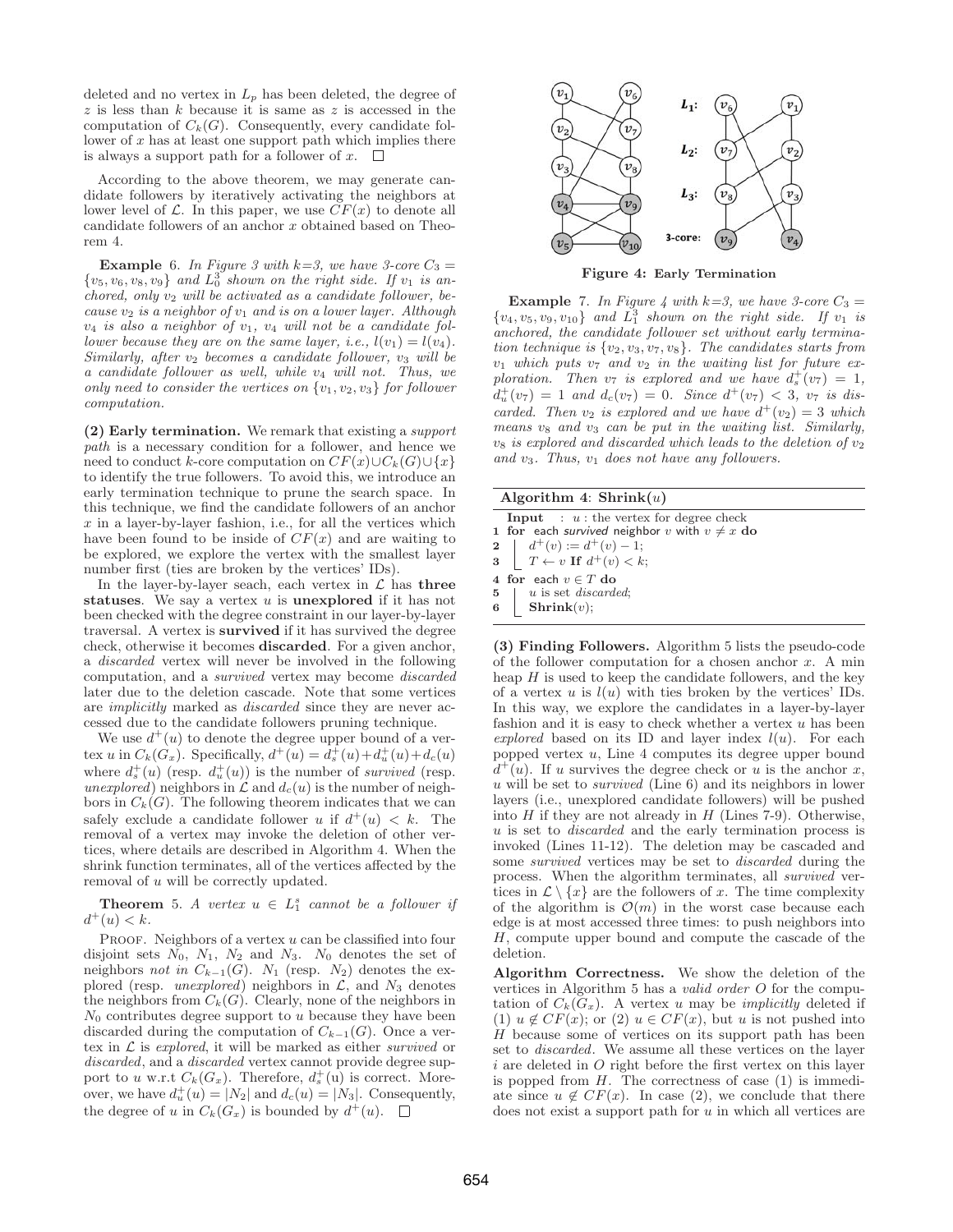deleted and no vertex in $L_p$ has been deleted, the degree of $z$ is less than $k$ because it is same as $z$ is accessed in the computation of $C_k(G)$. Consequently, every candidate follower of $x$ has at least one support path which implies there is always a support path for a follower of $x$. $\square$

According to the above theorem, we may generate candidate followers by iteratively activating the neighbors at lower level of $\mathcal{L}$. In this paper, we use $CF(x)$ to denote all candidate followers of an anchor $x$ obtained based on Theorem 4.

**Example** 6. *In Figure 3 with $k$=3, we have 3-core $C_3 = \{v_5, v_6, v_8, v_9\}$ and $L_0^3$ shown on the right side. If $v_1$ is anchored, only $v_2$ will be activated as a candidate follower, because $v_2$ is a neighbor of $v_1$ and is on a lower layer. Although $v_4$ is also a neighbor of $v_1$, $v_4$ will not be a candidate follower because they are on the same layer, i.e., $l(v_1) = l(v_4)$. Similarly, after $v_2$ becomes a candidate follower, $v_3$ will be a candidate follower as well, while $v_4$ will not. Thus, we only need to consider the vertices on $\{v_1, v_2, v_3\}$ for follower computation.*

**(2) Early termination.** We remark that existing a *support path* is a necessary condition for a follower, and hence we need to conduct $k$-core computation on $CF(x) \cup C_k(G) \cup \{x\}$ to identify the true followers. To avoid this, we introduce an early termination technique to prune the search space. In this technique, we find the candidate followers of an anchor $x$ in a layer-by-layer fashion, i.e., for all the vertices which have been found to be inside of $CF(x)$ and are waiting to be explored, we explore the vertex with the smallest layer number first (ties are broken by the vertices' IDs).

In the layer-by-layer seach, each vertex in $\mathcal{L}$ has **three statuses**. We say a vertex $u$ is **unexplored** if it has not been checked with the degree constraint in our layer-by-layer traversal. A vertex is **survived** if it has survived the degree check, otherwise it becomes **discarded**. For a given anchor, a *discarded* vertex will never be involved in the following computation, and a *survived* vertex may become *discarded* later due to the deletion cascade. Note that some vertices are *implicitly* marked as *discarded* since they are never accessed due to the candidate followers pruning technique.

We use $d^+(u)$ to denote the degree upper bound of a vertex $u$ in $C_k(G_x)$. Specifically, $d^+(u) = d_s^+(u) + d_u^+(u) + d_c(u)$ where $d_s^+(u)$ (resp. $d_u^+(u)$) is the number of *survived* (resp. *unexplored*) neighbors in $\mathcal{L}$ and $d_c(u)$ is the number of neighbors in $C_k(G)$. The following theorem indicates that we can safely exclude a candidate follower $u$ if $d^+(u) < k$. The removal of a vertex may invoke the deletion of other vertices, where details are described in Algorithm 4. When the shrink function terminates, all of the vertices affected by the removal of $u$ will be correctly updated.

**Theorem** 5. *A vertex $u \in L_1^s$ cannot be a follower if $d^+(u) < k$.*

Proof. Neighbors of a vertex $u$ can be classified into four disjoint sets $N_0$, $N_1$, $N_2$ and $N_3$. $N_0$ denotes the set of neighbors *not in* $C_{k-1}(G)$. $N_1$ (resp. $N_2$) denotes the explored (resp. *unexplored*) neighbors in $\mathcal{L}$, and $N_3$ denotes the neighbors from $C_k(G)$. Clearly, none of the neighbors in $N_0$ contributes degree support to $u$ because they have been discarded during the computation of $C_{k-1}(G)$. Once a vertex in $\mathcal{L}$ is *explored*, it will be marked as either *survived* or *discarded*, and a *discarded* vertex cannot provide degree support to $u$ w.r.t $C_k(G_x)$. Therefore, $d_s^+(u)$ is correct. Moreover, we have $d_u^+(u) = |N_2|$ and $d_c(u) = |N_3|$. Consequently, the degree of $u$ in $C_k(G_x)$ is bounded by $d^+(u)$. $\square$

**Figure 4: Early Termination**

**Example** 7. *In Figure 4 with $k$=3, we have 3-core $C_3 = \{v_4, v_5, v_9, v_{10}\}$ and $L_1^3$ shown on the right side. If $v_1$ is anchored, the candidate follower set without early termination technique is $\{v_2, v_3, v_7, v_8\}$. The candidates starts from $v_1$ which puts $v_7$ and $v_2$ in the waiting list for future exploration. Then $v_7$ is explored and we have $d_s^+(v_7) = 1$, $d_u^+(v_7) = 1$ and $d_c(v_7) = 0$. Since $d^+(v_7) < 3$, $v_7$ is discarded. Then $v_2$ is explored and we have $d^+(v_2) = 3$ which means $v_8$ and $v_3$ can be put in the waiting list. Similarly, $v_8$ is explored and discarded which leads to the deletion of $v_2$ and $v_3$. Thus, $v_1$ does not have any followers.*

**Algorithm 4**: **Shrink**($u$)

```
  Input : u : the vertex for degree check
1 for each survived neighbor v with v ≠ x do
2     d+(v) := d+(v) − 1;
3     T ← v If d+(v) < k;
4 for each v ∈ T do
5     u is set discarded;
6     Shrink(v);
```

**(3) Finding Followers.** Algorithm 5 lists the pseudo-code of the follower computation for a chosen anchor $x$. A min heap $H$ is used to keep the candidate followers, and the key of a vertex $u$ is $l(u)$ with ties broken by the vertices' IDs. In this way, we explore the candidates in a layer-by-layer fashion and it is easy to check whether a vertex $u$ has been *explored* based on its ID and layer index $l(u)$. For each popped vertex $u$, Line 4 computes its degree upper bound $d^+(u)$. If $u$ survives the degree check or $u$ is the anchor $x$, $u$ will be set to *survived* (Line 6) and its neighbors in lower layers (i.e., unexplored candidate followers) will be pushed into $H$ if they are not already in $H$ (Lines 7-9). Otherwise, $u$ is set to *discarded* and the early termination process is invoked (Lines 11-12). The deletion may be cascaded and some *survived* vertices may be set to *discarded* during the process. When the algorithm terminates, all *survived* vertices in $\mathcal{L} \setminus \{x\}$ are the followers of $x$. The time complexity of the algorithm is $\mathcal{O}(m)$ in the worst case because each edge is at most accessed three times: to push neighbors into $H$, compute upper bound and compute the cascade of the deletion.

**Algorithm Correctness.** We show the deletion of the vertices in Algorithm 5 has a *valid order* $O$ for the computation of $C_k(G_x)$. A vertex $u$ may be *implicitly* deleted if (1) $u \notin CF(x)$; or (2) $u \in CF(x)$, but $u$ is not pushed into $H$ because some of vertices on its support path has been set to *discarded*. We assume all these vertices on the layer $i$ are deleted in $O$ right before the first vertex on this layer is popped from $H$. The correctness of case (1) is immediate since $u \notin CF(x)$. In case (2), we conclude that there does not exist a support path for $u$ in which all vertices are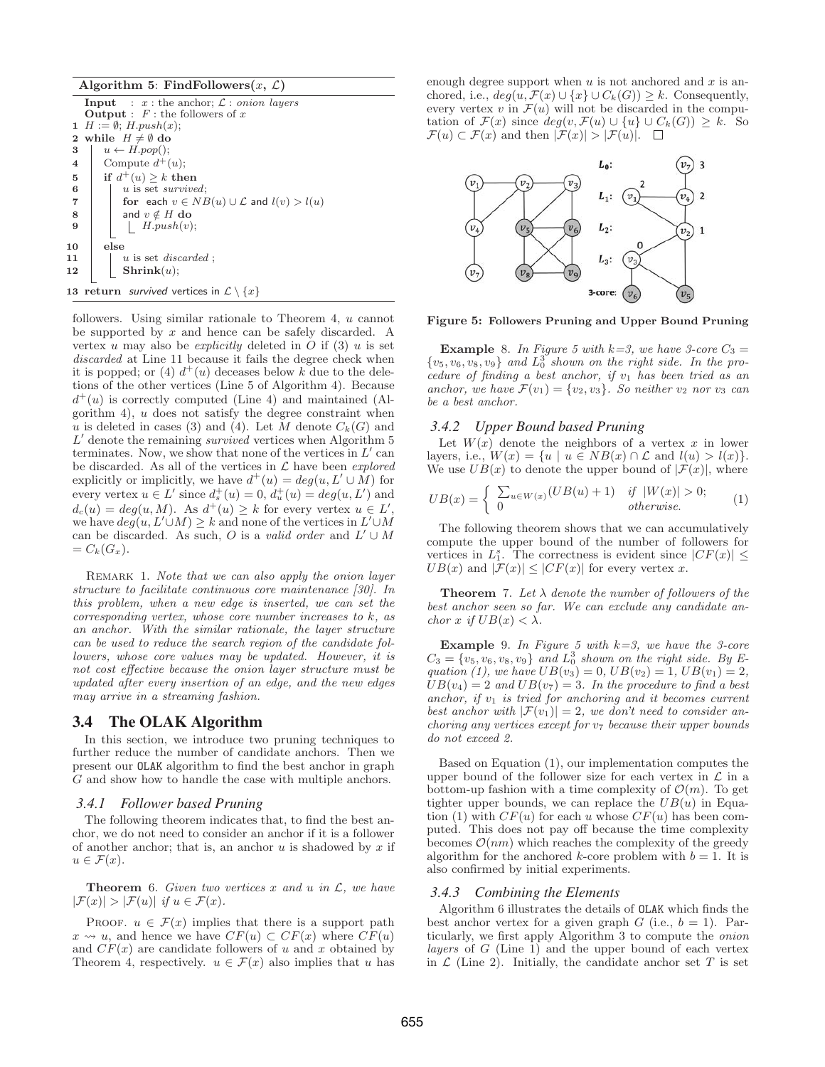**Algorithm 5**: **FindFollowers**($x$, $\mathcal{L}$)

```
Input  : x : the anchor; L : onion layers
Output : F : the followers of x
1  H := ∅; H.push(x);
2  while H ≠ ∅ do
3      u ← H.pop();
4      Compute d+(u);
5      if d+(u) ≥ k then
6          u is set survived;
7          for each v ∈ NB(u) ∪ L and l(v) > l(u)
8          and v ∉ H do
9              H.push(v);
10     else
11         u is set discarded ;
12         Shrink(u);
13 return survived vertices in L \ {x}
```

followers. Using similar rationale to Theorem 4, $u$ cannot be supported by $x$ and hence can be safely discarded. A vertex $u$ may also be *explicitly* deleted in $O$ if (3) $u$ is set *discarded* at Line 11 because it fails the degree check when it is popped; or (4) $d^+(u)$ deceases below $k$ due to the deletions of the other vertices (Line 5 of Algorithm 4). Because $d^+(u)$ is correctly computed (Line 4) and maintained (Algorithm 4), $u$ does not satisfy the degree constraint when $u$ is deleted in cases (3) and (4). Let $M$ denote $C_k(G)$ and $L'$ denote the remaining *survived* vertices when Algorithm 5 terminates. Now, we show that none of the vertices in $L'$ can be discarded. As all of the vertices in $\mathcal{L}$ have been *explored* explicitly or implicitly, we have $d^+(u) = deg(u, L' \cup M)$ for every vertex $u \in L'$ since $d^+_+(u) = 0$, $d^+_u(u) = deg(u, L')$ and $d_c(u) = deg(u, M)$. As $d^+(u) \geq k$ for every vertex $u \in L'$, we have $deg(u, L' \cup M) \geq k$ and none of the vertices in $L' \cup M$ can be discarded. As such, $O$ is a *valid order* and $L' \cup M = C_k(G_x)$.

Remark 1. *Note that we can also apply the onion layer structure to facilitate continuous core maintenance [30]. In this problem, when a new edge is inserted, we can set the corresponding vertex, whose core number increases to k, as an anchor. With the similar rationale, the layer structure can be used to reduce the search region of the candidate followers, whose core values may be updated. However, it is not cost effective because the onion layer structure must be updated after every insertion of an edge, and the new edges may arrive in a streaming fashion.*

## 3.4 The OLAK Algorithm

In this section, we introduce two pruning techniques to further reduce the number of candidate anchors. Then we present our OLAK algorithm to find the best anchor in graph $G$ and show how to handle the case with multiple anchors.

### 3.4.1 Follower based Pruning

The following theorem indicates that, to find the best anchor, we do not need to consider an anchor if it is a follower of another anchor; that is, an anchor $u$ is shadowed by $x$ if $u \in \mathcal{F}(x)$.

**Theorem 6.** *Given two vertices $x$ and $u$ in $\mathcal{L}$, we have $|\mathcal{F}(x)| > |\mathcal{F}(u)|$ if $u \in \mathcal{F}(x)$.*

Proof. $u \in \mathcal{F}(x)$ implies that there is a support path $x \rightsquigarrow u$, and hence we have $CF(u) \subset CF(x)$ where $CF(u)$ and $CF(x)$ are candidate followers of $u$ and $x$ obtained by Theorem 4, respectively. $u \in \mathcal{F}(x)$ also implies that $u$ has enough degree support when $u$ is not anchored and $x$ is anchored, i.e., $deg(u, \mathcal{F}(x) \cup \{x\} \cup C_k(G)) \geq k$. Consequently, every vertex $v$ in $\mathcal{F}(u)$ will not be discarded in the computation of $\mathcal{F}(x)$ since $deg(v, \mathcal{F}(u) \cup \{u\} \cup C_k(G)) \geq k$. So $\mathcal{F}(u) \subset \mathcal{F}(x)$ and then $|\mathcal{F}(x)| > |\mathcal{F}(u)|$. □

**Figure 5: Followers Pruning and Upper Bound Pruning**

**Example 8.** *In Figure 5 with k=3, we have 3-core $C_3 = \{v_5, v_6, v_8, v_9\}$ and $L^3_0$ shown on the right side. In the procedure of finding a best anchor, if $v_1$ has been tried as an anchor, we have $\mathcal{F}(v_1) = \{v_2, v_3\}$. So neither $v_2$ nor $v_3$ can be a best anchor.*

### 3.4.2 Upper Bound based Pruning

Let $W(x)$ denote the neighbors of a vertex $x$ in lower layers, i.e., $W(x) = \{u \mid u \in NB(x) \cap \mathcal{L} \text{ and } l(u) > l(x)\}$. We use $UB(x)$ to denote the upper bound of $|\mathcal{F}(x)|$, where

$$UB(x) = \begin{cases} \sum_{u \in W(x)} (UB(u) + 1) & \text{if } |W(x)| > 0; \\ 0 & \text{otherwise.} \end{cases} \quad (1)$$

The following theorem shows that we can accumulatively compute the upper bound of the number of followers for vertices in $L^s_1$. The correctness is evident since $|CF(x)| \leq UB(x)$ and $|\mathcal{F}(x)| \leq |CF(x)|$ for every vertex $x$.

**Theorem 7.** *Let $\lambda$ denote the number of followers of the best anchor seen so far. We can exclude any candidate anchor $x$ if $UB(x) < \lambda$.*

**Example 9.** *In Figure 5 with k=3, we have the 3-core $C_3 = \{v_5, v_6, v_8, v_9\}$ and $L^3_0$ shown on the right side. By Equation (1), we have $UB(v_3) = 0$, $UB(v_2) = 1$, $UB(v_1) = 2$, $UB(v_4) = 2$ and $UB(v_7) = 3$. In the procedure to find a best anchor, if $v_1$ is tried for anchoring and it becomes current best anchor with $|\mathcal{F}(v_1)| = 2$, we don't need to consider anchoring any vertices except for $v_7$ because their upper bounds do not exceed 2.*

Based on Equation (1), our implementation computes the upper bound of the follower size for each vertex in $\mathcal{L}$ in a bottom-up fashion with a time complexity of $\mathcal{O}(m)$. To get tighter upper bounds, we can replace the $UB(u)$ in Equation (1) with $CF(u)$ for each $u$ whose $CF(u)$ has been computed. This does not pay off because the time complexity becomes $\mathcal{O}(nm)$ which reaches the complexity of the greedy algorithm for the anchored $k$-core problem with $b = 1$. It is also confirmed by initial experiments.

### 3.4.3 Combining the Elements

Algorithm 6 illustrates the details of OLAK which finds the best anchor vertex for a given graph $G$ (i.e., $b = 1$). Particularly, we first apply Algorithm 3 to compute the *onion layers* of $G$ (Line 1) and the upper bound of each vertex in $\mathcal{L}$ (Line 2). Initially, the candidate anchor set $T$ is set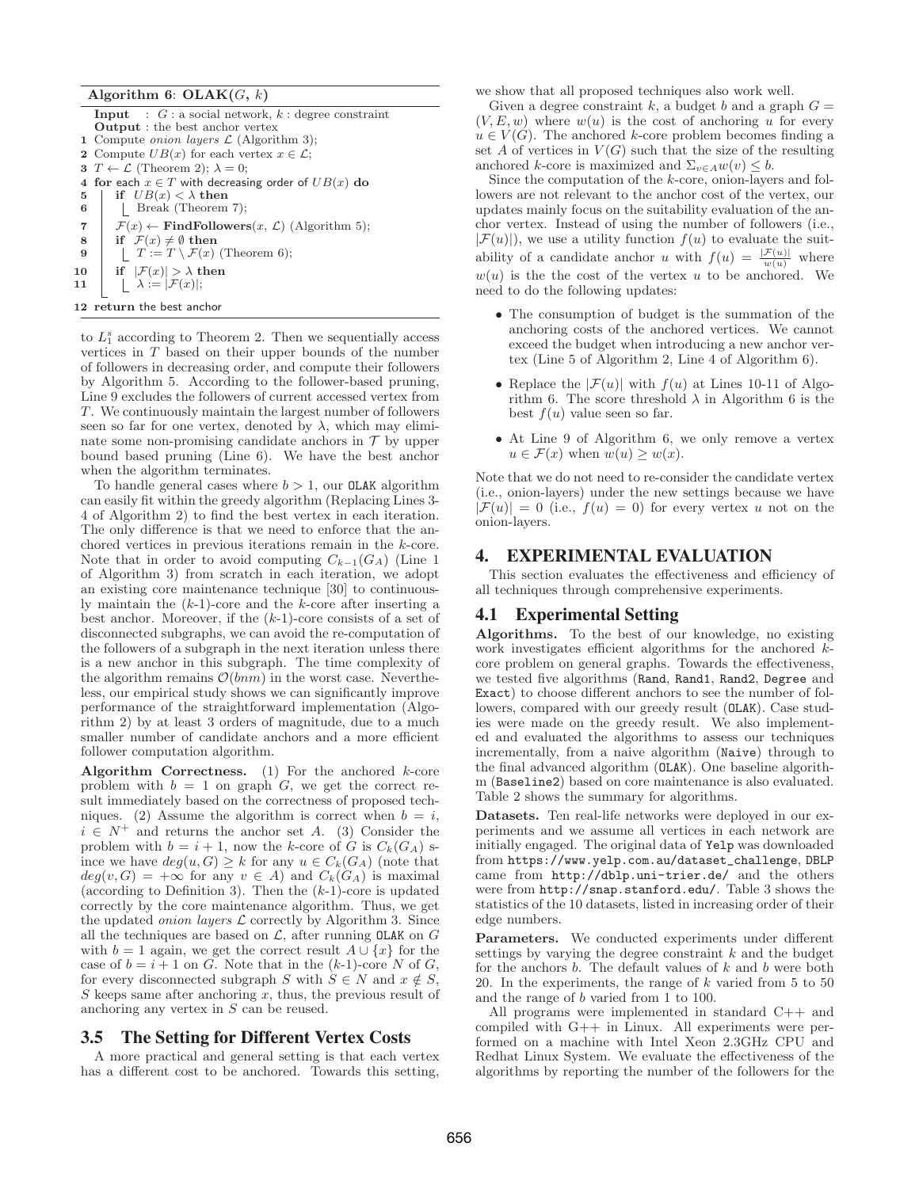**Algorithm 6**: **OLAK**($G$, $k$)

```
Input  : G : a social network, k : degree constraint
Output : the best anchor vertex
1  Compute onion layers L (Algorithm 3);
2  Compute UB(x) for each vertex x ∈ L;
3  T ← L (Theorem 2); λ = 0;
4  for each x ∈ T with decreasing order of UB(x) do
5      if UB(x) < λ then
6          Break (Theorem 7);
7      F(x) ← FindFollowers(x, L) (Algorithm 5);
8      if F(x) ≠ ∅ then
9          T := T \ F(x) (Theorem 6);
10     if |F(x)| > λ then
11         λ := |F(x)|;
12 return the best anchor
```

to $L_1^s$ according to Theorem 2. Then we sequentially access vertices in $T$ based on their upper bounds of the number of followers in decreasing order, and compute their followers by Algorithm 5. According to the follower-based pruning, Line 9 excludes the followers of current accessed vertex from $T$. We continuously maintain the largest number of followers seen so far for one vertex, denoted by $\lambda$, which may eliminate some non-promising candidate anchors in $\mathcal{T}$ by upper bound based pruning (Line 6). We have the best anchor when the algorithm terminates.

To handle general cases where $b > 1$, our OLAK algorithm can easily fit within the greedy algorithm (Replacing Lines 3-4 of Algorithm 2) to find the best vertex in each iteration. The only difference is that we need to enforce that the anchored vertices in previous iterations remain in the $k$-core. Note that in order to avoid computing $C_{k-1}(G_A)$ (Line 1 of Algorithm 3) from scratch in each iteration, we adopt an existing core maintenance technique [30] to continuously maintain the ($k$-1)-core and the $k$-core after inserting a best anchor. Moreover, if the ($k$-1)-core consists of a set of disconnected subgraphs, we can avoid the re-computation of the followers of a subgraph in the next iteration unless there is a new anchor in this subgraph. The time complexity of the algorithm remains $\mathcal{O}(bnm)$ in the worst case. Nevertheless, our empirical study shows we can significantly improve performance of the straightforward implementation (Algorithm 2) by at least 3 orders of magnitude, due to a much smaller number of candidate anchors and a more efficient follower computation algorithm.

**Algorithm Correctness.** (1) For the anchored $k$-core problem with $b = 1$ on graph $G$, we get the correct result immediately based on the correctness of proposed techniques. (2) Assume the algorithm is correct when $b = i$, $i \in N^+$ and returns the anchor set $A$. (3) Consider the problem with $b = i + 1$, now the $k$-core of $G$ is $C_k(G_A)$ since we have $deg(u, G) \geq k$ for any $u \in C_k(G_A)$ (note that $deg(v, G) = +\infty$ for any $v \in A$) and $C_k(G_A)$ is maximal (according to Definition 3). Then the ($k$-1)-core is updated correctly by the core maintenance algorithm. Thus, we get the updated *onion layers* $\mathcal{L}$ correctly by Algorithm 3. Since all the techniques are based on $\mathcal{L}$, after running OLAK on $G$ with $b = 1$ again, we get the correct result $A \cup \{x\}$ for the case of $b = i + 1$ on $G$. Note that in the ($k$-1)-core $N$ of $G$, for every disconnected subgraph $S$ with $S \in N$ and $x \notin S$, $S$ keeps same after anchoring $x$, thus, the previous result of anchoring any vertex in $S$ can be reused.

## 3.5 The Setting for Different Vertex Costs

A more practical and general setting is that each vertex has a different cost to be anchored. Towards this setting, we show that all proposed techniques also work well.

Given a degree constraint $k$, a budget $b$ and a graph $G = (V, E, w)$ where $w(u)$ is the cost of anchoring $u$ for every $u \in V(G)$. The anchored $k$-core problem becomes finding a set $A$ of vertices in $V(G)$ such that the size of the resulting anchored $k$-core is maximized and $\Sigma_{v \in A} w(v) \leq b$.

Since the computation of the $k$-core, onion-layers and followers are not relevant to the anchor cost of the vertex, our updates mainly focus on the suitability evaluation of the anchor vertex. Instead of using the number of followers (i.e., $|\mathcal{F}(u)|$), we use a utility function $f(u)$ to evaluate the suitability of a candidate anchor $u$ with $f(u) = \frac{|\mathcal{F}(u)|}{w(u)}$ where $w(u)$ is the the cost of the vertex $u$ to be anchored. We need to do the following updates:

- The consumption of budget is the summation of the anchoring costs of the anchored vertices. We cannot exceed the budget when introducing a new anchor vertex (Line 5 of Algorithm 2, Line 4 of Algorithm 6).
- Replace the $|\mathcal{F}(u)|$ with $f(u)$ at Lines 10-11 of Algorithm 6. The score threshold $\lambda$ in Algorithm 6 is the best $f(u)$ value seen so far.
- At Line 9 of Algorithm 6, we only remove a vertex $u \in \mathcal{F}(x)$ when $w(u) \geq w(x)$.

Note that we do not need to re-consider the candidate vertex (i.e., onion-layers) under the new settings because we have $|\mathcal{F}(u)| = 0$ (i.e., $f(u) = 0$) for every vertex $u$ not on the onion-layers.

# 4. EXPERIMENTAL EVALUATION

This section evaluates the effectiveness and efficiency of all techniques through comprehensive experiments.

## 4.1 Experimental Setting

**Algorithms.** To the best of our knowledge, no existing work investigates efficient algorithms for the anchored $k$-core problem on general graphs. Towards the effectiveness, we tested five algorithms (Rand, Rand1, Rand2, Degree and Exact) to choose different anchors to see the number of followers, compared with our greedy result (OLAK). Case studies were made on the greedy result. We also implemented and evaluated the algorithms to assess our techniques incrementally, from a naive algorithm (Naive) through to the final advanced algorithm (OLAK). One baseline algorithm (Baseline2) based on core maintenance is also evaluated. Table 2 shows the summary for algorithms.

**Datasets.** Ten real-life networks were deployed in our experiments and we assume all vertices in each network are initially engaged. The original data of Yelp was downloaded from https://www.yelp.com.au/dataset_challenge, DBLP came from http://dblp.uni-trier.de/ and the others were from http://snap.stanford.edu/. Table 3 shows the statistics of the 10 datasets, listed in increasing order of their edge numbers.

**Parameters.** We conducted experiments under different settings by varying the degree constraint $k$ and the budget for the anchors $b$. The default values of $k$ and $b$ were both 20. In the experiments, the range of $k$ varied from 5 to 50 and the range of $b$ varied from 1 to 100.

All programs were implemented in standard C++ and compiled with G++ in Linux. All experiments were performed on a machine with Intel Xeon 2.3GHz CPU and Redhat Linux System. We evaluate the effectiveness of the algorithms by reporting the number of the followers for the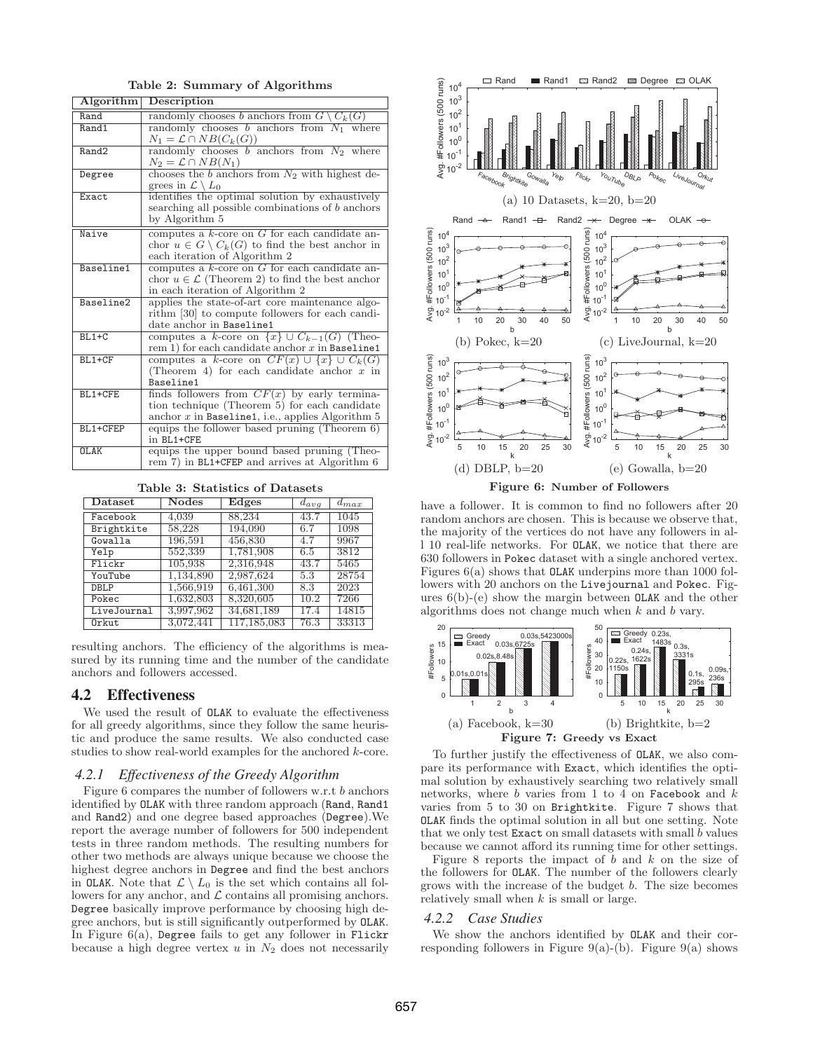**Table 2: Summary of Algorithms**

| Algorithm | Description |
|---|---|
| Rand | randomly chooses $b$ anchors from $G \setminus C_k(G)$ |
| Rand1 | randomly chooses $b$ anchors from $N_1$ where $N_1 = \mathcal{L} \cap NB(C_k(G))$ |
| Rand2 | randomly chooses $b$ anchors from $N_2$ where $N_2 = \mathcal{L} \cap NB(N_1)$ |
| Degree | chooses the $b$ anchors from $N_2$ with highest degrees in $\mathcal{L} \setminus L_0$ |
| Exact | identifies the optimal solution by exhaustively searching all possible combinations of $b$ anchors by Algorithm 5 |
| Naive | computes a $k$-core on $G$ for each candidate anchor $u \in G \setminus C_k(G)$ to find the best anchor in each iteration of Algorithm 2 |
| Baseline1 | computes a $k$-core on $G$ for each candidate anchor $u \in \mathcal{L}$ (Theorem 2) to find the best anchor in each iteration of Algorithm 2 |
| Baseline2 | applies the state-of-art core maintenance algorithm [30] to compute followers for each candidate anchor in Baseline1 |
| BL1+C | computes a $k$-core on $\{x\} \cup C_{k-1}(G)$ (Theorem 1) for each candidate anchor $x$ in Baseline1 |
| BL1+CF | computes a $k$-core on $CF(x) \cup \{x\} \cup C_k(G)$ (Theorem 4) for each candidate anchor $x$ in Baseline1 |
| BL1+CFE | finds followers from $CF(x)$ by early termination technique (Theorem 5) for each candidate anchor $x$ in Baseline1, i.e., applies Algorithm 5 |
| BL1+CFEP | equips the follower based pruning (Theorem 6) in BL1+CFE |
| OLAK | equips the upper bound based pruning (Theorem 7) in BL1+CFEP and arrives at Algorithm 6 |

**Table 3: Statistics of Datasets**

| Dataset | Nodes | Edges | $d_{avg}$ | $d_{max}$ |
|---|---|---|---|---|
| Facebook | 4,039 | 88,234 | 43.7 | 1045 |
| Brightkite | 58,228 | 194,090 | 6.7 | 1098 |
| Gowalla | 196,591 | 456,830 | 4.7 | 9967 |
| Yelp | 552,339 | 1,781,908 | 6.5 | 3812 |
| Flickr | 105,938 | 2,316,948 | 43.7 | 5465 |
| YouTube | 1,134,890 | 2,987,624 | 5.3 | 28754 |
| DBLP | 1,566,919 | 6,461,300 | 8.3 | 2023 |
| Pokec | 1,632,803 | 8,320,605 | 10.2 | 7266 |
| LiveJournal | 3,997,962 | 34,681,189 | 17.4 | 14815 |
| Orkut | 3,072,441 | 117,185,083 | 76.3 | 33313 |

resulting anchors. The efficiency of the algorithms is measured by its running time and the number of the candidate anchors and followers accessed.

## 4.2 Effectiveness

We used the result of OLAK to evaluate the effectiveness for all greedy algorithms, since they follow the same heuristic and produce the same results. We also conducted case studies to show real-world examples for the anchored $k$-core.

### 4.2.1 Effectiveness of the Greedy Algorithm

Figure 6 compares the number of followers w.r.t $b$ anchors identified by OLAK with three random approach (Rand, Rand1 and Rand2) and one degree based approaches (Degree).We report the average number of followers for 500 independent tests in three random methods. The resulting numbers for other two methods are always unique because we choose the highest degree anchors in Degree and find the best anchors in OLAK. Note that $\mathcal{L} \setminus L_0$ is the set which contains all followers for any anchor, and $\mathcal{L}$ contains all promising anchors. Degree basically improve performance by choosing high degree anchors, but is still significantly outperformed by OLAK. In Figure 6(a), Degree fails to get any follower in Flickr because a high degree vertex $u$ in $N_2$ does not necessarily have a follower. It is common to find no followers after 20 random anchors are chosen. This is because we observe that, the majority of the vertices do not have any followers in all 10 real-life networks. For OLAK, we notice that there are 630 followers in Pokec dataset with a single anchored vertex. Figures 6(a) shows that OLAK underpins more than 1000 followers with 20 anchors on the Livejournal and Pokec. Figures 6(b)-(e) show the margin between OLAK and the other algorithms does not change much when $k$ and $b$ vary.

(a) 10 Datasets, k=20, b=20

(b) Pokec, k=20 (c) LiveJournal, k=20

(d) DBLP, b=20 (e) Gowalla, b=20

**Figure 6: Number of Followers**

(a) Facebook, k=30 (b) Brightkite, b=2

**Figure 7: Greedy vs Exact**

To further justify the effectiveness of OLAK, we also compare its performance with Exact, which identifies the optimal solution by exhaustively searching two relatively small networks, where $b$ varies from 1 to 4 on Facebook and $k$ varies from 5 to 30 on Brightkite. Figure 7 shows that OLAK finds the optimal solution in all but one setting. Note that we only test Exact on small datasets with small $b$ values because we cannot afford its running time for other settings.

Figure 8 reports the impact of $b$ and $k$ on the size of the followers for OLAK. The number of the followers clearly grows with the increase of the budget $b$. The size becomes relatively small when $k$ is small or large.

### 4.2.2 Case Studies

We show the anchors identified by OLAK and their corresponding followers in Figure 9(a)-(b). Figure 9(a) shows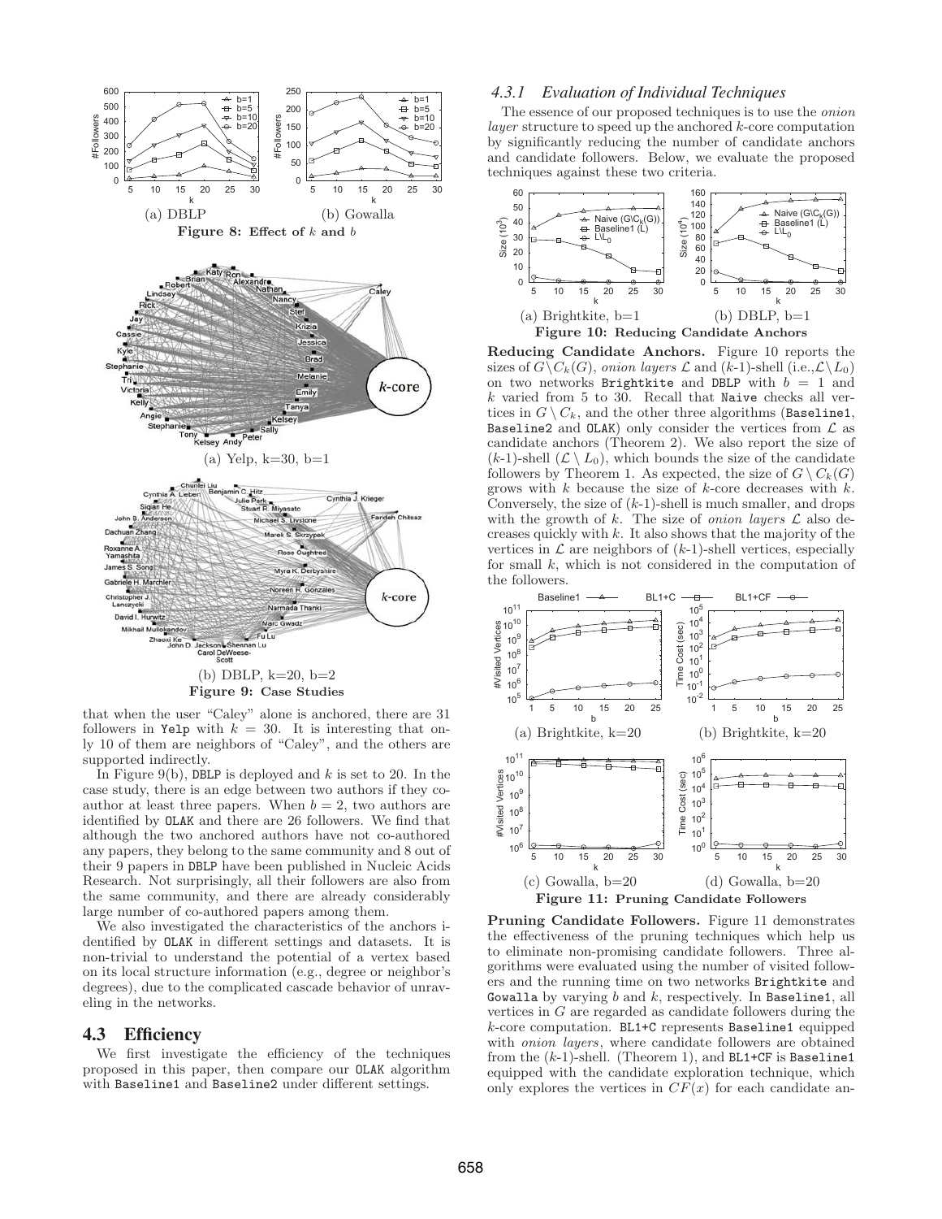(a) DBLP (b) Gowalla

**Figure 8: Effect of $k$ and $b$**

(a) Yelp, k=30, b=1

(b) DBLP, k=20, b=2

**Figure 9: Case Studies**

that when the user "Caley" alone is anchored, there are 31 followers in Yelp with $k = 30$. It is interesting that only 10 of them are neighbors of "Caley", and the others are supported indirectly.

In Figure 9(b), DBLP is deployed and $k$ is set to 20. In the case study, there is an edge between two authors if they co-author at least three papers. When $b = 2$, two authors are identified by OLAK and there are 26 followers. We find that although the two anchored authors have not co-authored any papers, they belong to the same community and 8 out of their 9 papers in DBLP have been published in Nucleic Acids Research. Not surprisingly, all their followers are also from the same community, and there are already considerably large number of co-authored papers among them.

We also investigated the characteristics of the anchors identified by OLAK in different settings and datasets. It is non-trivial to understand the potential of a vertex based on its local structure information (e.g., degree or neighbor's degrees), due to the complicated cascade behavior of unraveling in the networks.

## 4.3 Efficiency

We first investigate the efficiency of the techniques proposed in this paper, then compare our OLAK algorithm with Baseline1 and Baseline2 under different settings.

### 4.3.1 Evaluation of Individual Techniques

The essence of our proposed techniques is to use the *onion layer* structure to speed up the anchored $k$-core computation by significantly reducing the number of candidate anchors and candidate followers. Below, we evaluate the proposed techniques against these two criteria.

(a) Brightkite, b=1 (b) DBLP, b=1

**Figure 10: Reducing Candidate Anchors**

**Reducing Candidate Anchors.** Figure 10 reports the sizes of $G \setminus C_k(G)$, *onion layers* $\mathcal{L}$ and ($k$-1)-shell (i.e.,$\mathcal{L} \setminus L_0$) on two networks Brightkite and DBLP with $b = 1$ and $k$ varied from 5 to 30. Recall that Naive checks all vertices in $G \setminus C_k$, and the other three algorithms (Baseline1, Baseline2 and OLAK) only consider the vertices from $\mathcal{L}$ as candidate anchors (Theorem 2). We also report the size of ($k$-1)-shell ($\mathcal{L} \setminus L_0$), which bounds the size of the candidate followers by Theorem 1. As expected, the size of $G \setminus C_k(G)$ grows with $k$ because the size of $k$-core decreases with $k$. Conversely, the size of ($k$-1)-shell is much smaller, and drops with the growth of $k$. The size of *onion layers* $\mathcal{L}$ also decreases quickly with $k$. It also shows that the majority of the vertices in $\mathcal{L}$ are neighbors of ($k$-1)-shell vertices, especially for small $k$, which is not considered in the computation of the followers.

(a) Brightkite, k=20 (b) Brightkite, k=20

(c) Gowalla, b=20 (d) Gowalla, b=20

**Figure 11: Pruning Candidate Followers**

**Pruning Candidate Followers.** Figure 11 demonstrates the effectiveness of the pruning techniques which help us to eliminate non-promising candidate followers. Three algorithms were evaluated using the number of visited followers and the running time on two networks Brightkite and Gowalla by varying $b$ and $k$, respectively. In Baseline1, all vertices in $G$ are regarded as candidate followers during the $k$-core computation. BL1+C represents Baseline1 equipped with *onion layers*, where candidate followers are obtained from the ($k$-1)-shell. (Theorem 1), and BL1+CF is Baseline1 equipped with the candidate exploration technique, which only explores the vertices in $CF(x)$ for each candidate an-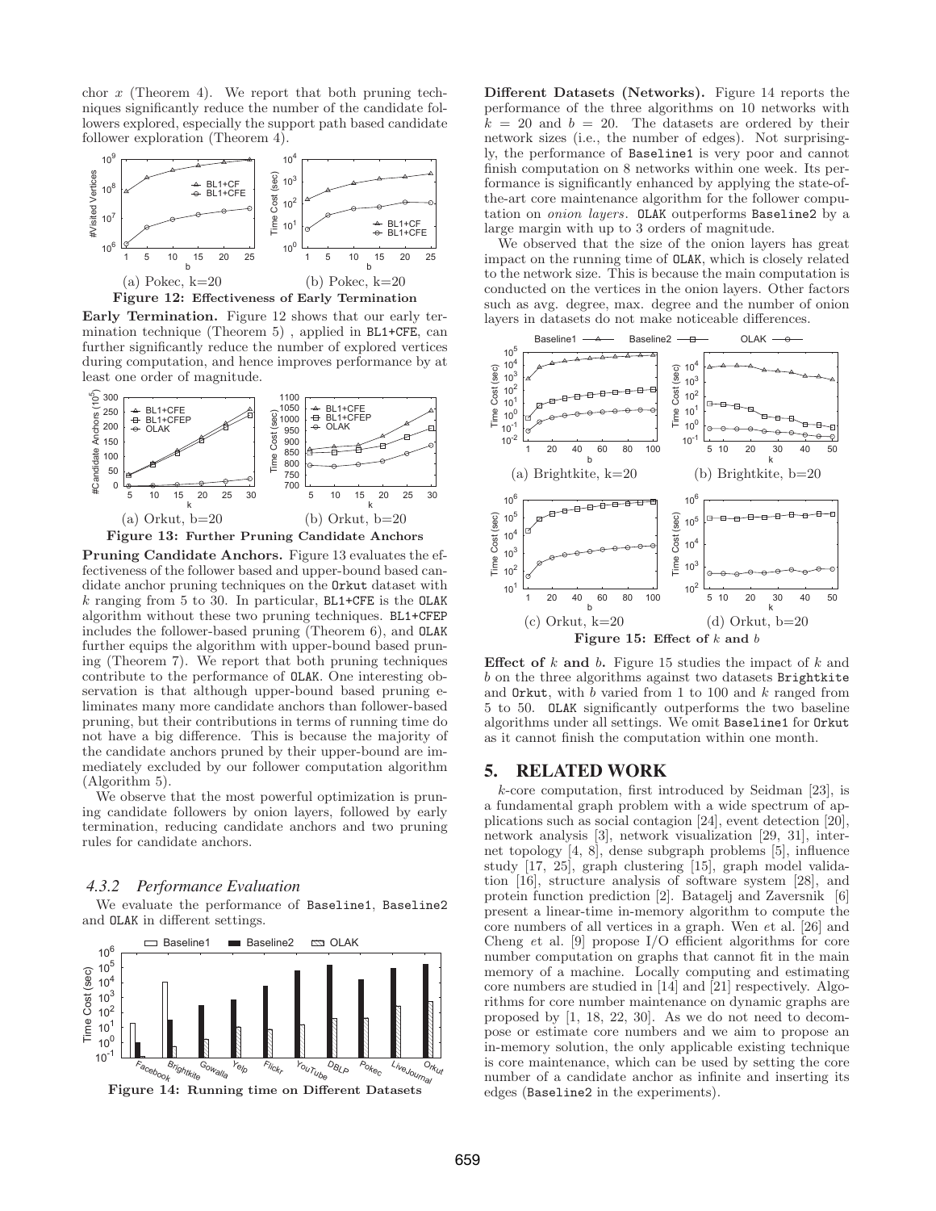chor $x$ (Theorem 4). We report that both pruning techniques significantly reduce the number of the candidate followers explored, especially the support path based candidate follower exploration (Theorem 4).

(a) Pokec, k=20 (b) Pokec, k=20

**Figure 12: Effectiveness of Early Termination**

**Early Termination.** Figure 12 shows that our early termination technique (Theorem 5) , applied in BL1+CFE, can further significantly reduce the number of explored vertices during computation, and hence improves performance by at least one order of magnitude.

(a) Orkut, b=20 (b) Orkut, b=20

**Figure 13: Further Pruning Candidate Anchors**

**Pruning Candidate Anchors.** Figure 13 evaluates the effectiveness of the follower based and upper-bound based candidate anchor pruning techniques on the Orkut dataset with $k$ ranging from 5 to 30. In particular, BL1+CFE is the OLAK algorithm without these two pruning techniques. BL1+CFEP includes the follower-based pruning (Theorem 6), and OLAK further equips the algorithm with upper-bound based pruning (Theorem 7). We report that both pruning techniques contribute to the performance of OLAK. One interesting observation is that although upper-bound based pruning eliminates many more candidate anchors than follower-based pruning, but their contributions in terms of running time do not have a big difference. This is because the majority of the candidate anchors pruned by their upper-bound are immediately excluded by our follower computation algorithm (Algorithm 5).

We observe that the most powerful optimization is pruning candidate followers by onion layers, followed by early termination, reducing candidate anchors and two pruning rules for candidate anchors.

### *4.3.2 Performance Evaluation*

We evaluate the performance of Baseline1, Baseline2 and OLAK in different settings.

**Figure 14: Running time on Different Datasets**

**Different Datasets (Networks).** Figure 14 reports the performance of the three algorithms on 10 networks with $k = 20$ and $b = 20$. The datasets are ordered by their network sizes (i.e., the number of edges). Not surprisingly, the performance of Baseline1 is very poor and cannot finish computation on 8 networks within one week. Its performance is significantly enhanced by applying the state-of-the-art core maintenance algorithm for the follower computation on *onion layers*. OLAK outperforms Baseline2 by a large margin with up to 3 orders of magnitude.

We observed that the size of the onion layers has great impact on the running time of OLAK, which is closely related to the network size. This is because the main computation is conducted on the vertices in the onion layers. Other factors such as avg. degree, max. degree and the number of onion layers in datasets do not make noticeable differences.

(a) Brightkite, k=20 (b) Brightkite, b=20

(c) Orkut, k=20 (d) Orkut, b=20

**Figure 15: Effect of $k$ and $b$**

**Effect of $k$ and $b$.** Figure 15 studies the impact of $k$ and $b$ on the three algorithms against two datasets Brightkite and Orkut, with $b$ varied from 1 to 100 and $k$ ranged from 5 to 50. OLAK significantly outperforms the two baseline algorithms under all settings. We omit Baseline1 for Orkut as it cannot finish the computation within one month.

## 5. RELATED WORK

$k$-core computation, first introduced by Seidman [23], is a fundamental graph problem with a wide spectrum of applications such as social contagion [24], event detection [20], network analysis [3], network visualization [29, 31], internet topology [4, 8], dense subgraph problems [5], influence study [17, 25], graph clustering [15], graph model validation [16], structure analysis of software system [28], and protein function prediction [2]. Batagelj and Zaversnik [6] present a linear-time in-memory algorithm to compute the core numbers of all vertices in a graph. Wen *et* al. [26] and Cheng *et* al. [9] propose I/O efficient algorithms for core number computation on graphs that cannot fit in the main memory of a machine. Locally computing and estimating core numbers are studied in [14] and [21] respectively. Algorithms for core number maintenance on dynamic graphs are proposed by [1, 18, 22, 30]. As we do not need to decompose or estimate core numbers and we aim to propose an in-memory solution, the only applicable existing technique is core maintenance, which can be used by setting the core number of a candidate anchor as infinite and inserting its edges (Baseline2 in the experiments).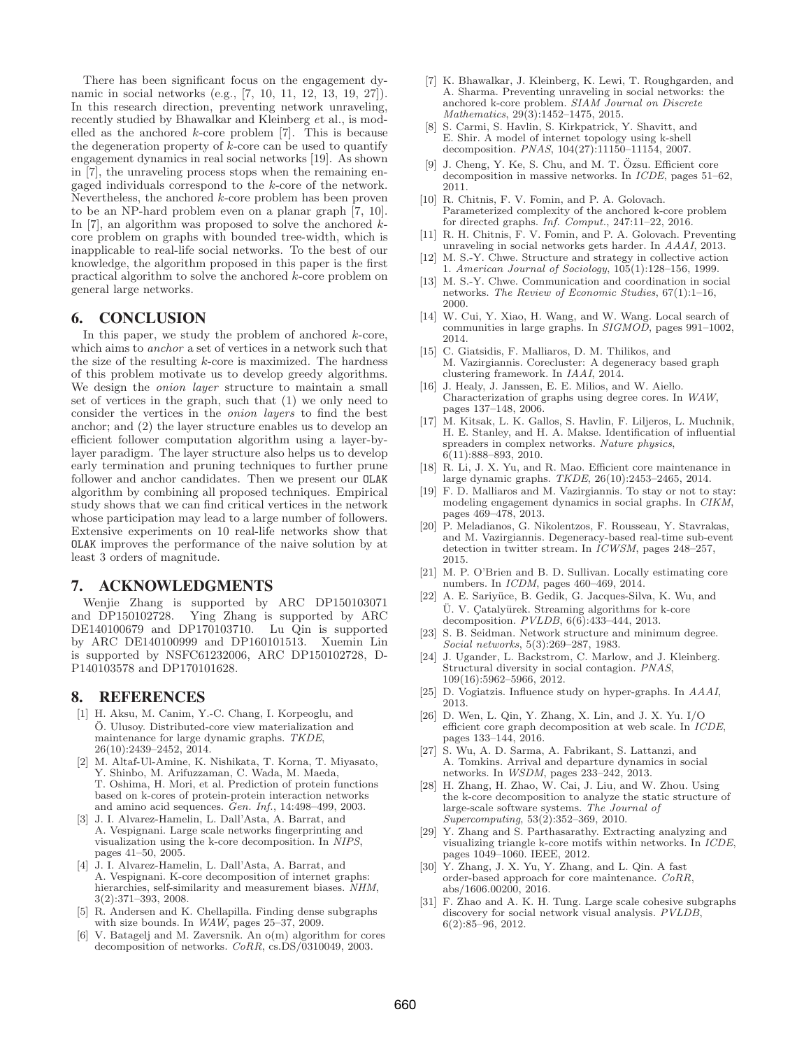There has been significant focus on the engagement dynamic in social networks (e.g., [7, 10, 11, 12, 13, 19, 27]). In this research direction, preventing network unraveling, recently studied by Bhawalkar and Kleinberg *et* al., is modelled as the anchored $k$-core problem [7]. This is because the degeneration property of $k$-core can be used to quantify engagement dynamics in real social networks [19]. As shown in [7], the unraveling process stops when the remaining engaged individuals correspond to the $k$-core of the network. Nevertheless, the anchored $k$-core problem has been proven to be an NP-hard problem even on a planar graph [7, 10]. In [7], an algorithm was proposed to solve the anchored $k$-core problem on graphs with bounded tree-width, which is inapplicable to real-life social networks. To the best of our knowledge, the algorithm proposed in this paper is the first practical algorithm to solve the anchored $k$-core problem on general large networks.

## 6. CONCLUSION

In this paper, we study the problem of anchored $k$-core, which aims to *anchor* a set of vertices in a network such that the size of the resulting $k$-core is maximized. The hardness of this problem motivate us to develop greedy algorithms. We design the *onion layer* structure to maintain a small set of vertices in the graph, such that (1) we only need to consider the vertices in the *onion layers* to find the best anchor; and (2) the layer structure enables us to develop an efficient follower computation algorithm using a layer-by-layer paradigm. The layer structure also helps us to develop early termination and pruning techniques to further prune follower and anchor candidates. Then we present our OLAK algorithm by combining all proposed techniques. Empirical study shows that we can find critical vertices in the network whose participation may lead to a large number of followers. Extensive experiments on 10 real-life networks show that OLAK improves the performance of the naive solution by at least 3 orders of magnitude.

## 7. ACKNOWLEDGMENTS

Wenjie Zhang is supported by ARC DP150103071 and DP150102728. Ying Zhang is supported by ARC DE140100679 and DP170103710. Lu Qin is supported by ARC DE140100999 and DP160101513. Xuemin Lin is supported by NSFC61232006, ARC DP150102728, DP140103578 and DP170101628.

## 8. REFERENCES

[1] H. Aksu, M. Canim, Y.-C. Chang, I. Korpeoglu, and Ö. Ulusoy. Distributed-core view materialization and maintenance for large dynamic graphs. *TKDE*, 26(10):2439–2452, 2014.

[2] M. Altaf-Ul-Amine, K. Nishikata, T. Korna, T. Miyasato, Y. Shinbo, M. Arifuzzaman, C. Wada, M. Maeda, T. Oshima, H. Mori, et al. Prediction of protein functions based on k-cores of protein-protein interaction networks and amino acid sequences. *Gen. Inf.*, 14:498–499, 2003.

[3] J. I. Alvarez-Hamelin, L. Dall'Asta, A. Barrat, and A. Vespignani. Large scale networks fingerprinting and visualization using the k-core decomposition. In *NIPS*, pages 41–50, 2005.

[4] J. I. Alvarez-Hamelin, L. Dall'Asta, A. Barrat, and A. Vespignani. K-core decomposition of internet graphs: hierarchies, self-similarity and measurement biases. *NHM*, 3(2):371–393, 2008.

[5] R. Andersen and K. Chellapilla. Finding dense subgraphs with size bounds. In *WAW*, pages 25–37, 2009.

[6] V. Batagelj and M. Zaversnik. An o(m) algorithm for cores decomposition of networks. *CoRR*, cs.DS/0310049, 2003.

[7] K. Bhawalkar, J. Kleinberg, K. Lewi, T. Roughgarden, and A. Sharma. Preventing unraveling in social networks: the anchored k-core problem. *SIAM Journal on Discrete Mathematics*, 29(3):1452–1475, 2015.

[8] S. Carmi, S. Havlin, S. Kirkpatrick, Y. Shavitt, and E. Shir. A model of internet topology using k-shell decomposition. *PNAS*, 104(27):11150–11154, 2007.

[9] J. Cheng, Y. Ke, S. Chu, and M. T. Özsu. Efficient core decomposition in massive networks. In *ICDE*, pages 51–62, 2011.

[10] R. Chitnis, F. V. Fomin, and P. A. Golovach. Parameterized complexity of the anchored k-core problem for directed graphs. *Inf. Comput.*, 247:11–22, 2016.

[11] R. H. Chitnis, F. V. Fomin, and P. A. Golovach. Preventing unraveling in social networks gets harder. In *AAAI*, 2013.

[12] M. S.-Y. Chwe. Structure and strategy in collective action 1. *American Journal of Sociology*, 105(1):128–156, 1999.

[13] M. S.-Y. Chwe. Communication and coordination in social networks. *The Review of Economic Studies*, 67(1):1–16, 2000.

[14] W. Cui, Y. Xiao, H. Wang, and W. Wang. Local search of communities in large graphs. In *SIGMOD*, pages 991–1002, 2014.

[15] C. Giatsidis, F. Malliaros, D. M. Thilikos, and M. Vazirgiannis. Corecluster: A degeneracy based graph clustering framework. In *IAAI*, 2014.

[16] J. Healy, J. Janssen, E. E. Milios, and W. Aiello. Characterization of graphs using degree cores. In *WAW*, pages 137–148, 2006.

[17] M. Kitsak, L. K. Gallos, S. Havlin, F. Liljeros, L. Muchnik, H. E. Stanley, and H. A. Makse. Identification of influential spreaders in complex networks. *Nature physics*, 6(11):888–893, 2010.

[18] R. Li, J. X. Yu, and R. Mao. Efficient core maintenance in large dynamic graphs. *TKDE*, 26(10):2453–2465, 2014.

[19] F. D. Malliaros and M. Vazirgiannis. To stay or not to stay: modeling engagement dynamics in social graphs. In *CIKM*, pages 469–478, 2013.

[20] P. Meladianos, G. Nikolentzos, F. Rousseau, Y. Stavrakas, and M. Vazirgiannis. Degeneracy-based real-time sub-event detection in twitter stream. In *ICWSM*, pages 248–257, 2015.

[21] M. P. O'Brien and B. D. Sullivan. Locally estimating core numbers. In *ICDM*, pages 460–469, 2014.

[22] A. E. Sariyüce, B. Gedik, G. Jacques-Silva, K. Wu, and Ü. V. Çatalyürek. Streaming algorithms for k-core decomposition. *PVLDB*, 6(6):433–444, 2013.

[23] S. B. Seidman. Network structure and minimum degree. *Social networks*, 5(3):269–287, 1983.

[24] J. Ugander, L. Backstrom, C. Marlow, and J. Kleinberg. Structural diversity in social contagion. *PNAS*, 109(16):5962–5966, 2012.

[25] D. Vogiatzis. Influence study on hyper-graphs. In *AAAI*, 2013.

[26] D. Wen, L. Qin, Y. Zhang, X. Lin, and J. X. Yu. I/O efficient core graph decomposition at web scale. In *ICDE*, pages 133–144, 2016.

[27] S. Wu, A. D. Sarma, A. Fabrikant, S. Lattanzi, and A. Tomkins. Arrival and departure dynamics in social networks. In *WSDM*, pages 233–242, 2013.

[28] H. Zhang, H. Zhao, W. Cai, J. Liu, and W. Zhou. Using the k-core decomposition to analyze the static structure of large-scale software systems. *The Journal of Supercomputing*, 53(2):352–369, 2010.

[29] Y. Zhang and S. Parthasarathy. Extracting analyzing and visualizing triangle k-core motifs within networks. In *ICDE*, pages 1049–1060. IEEE, 2012.

[30] Y. Zhang, J. X. Yu, Y. Zhang, and L. Qin. A fast order-based approach for core maintenance. *CoRR*, abs/1606.00200, 2016.

[31] F. Zhao and A. K. H. Tung. Large scale cohesive subgraphs discovery for social network visual analysis. *PVLDB*, 6(2):85–96, 2012.